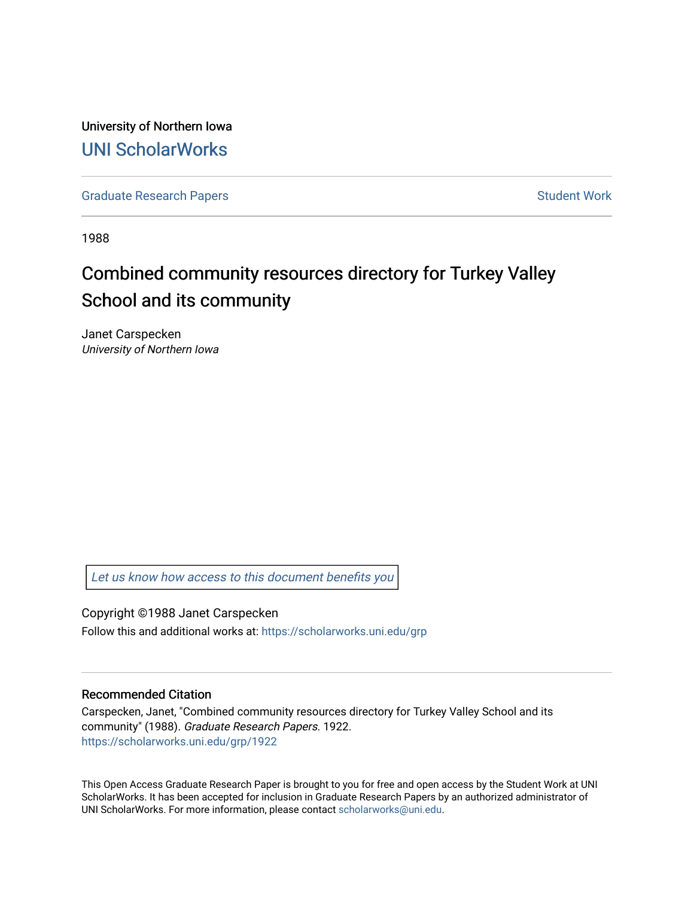University of Northern Iowa

# UNI ScholarWorks

Graduate Research Papers | Student Work

1988

## Combined community resources directory for Turkey Valley School and its community

Janet Carspecken

*University of Northern Iowa*

*Let us know how access to this document benefits you*

Copyright ©1988 Janet Carspecken

Follow this and additional works at: https://scholarworks.uni.edu/grp

### Recommended Citation

Carspecken, Janet, "Combined community resources directory for Turkey Valley School and its community" (1988). *Graduate Research Papers*. 1922.
https://scholarworks.uni.edu/grp/1922

This Open Access Graduate Research Paper is brought to you for free and open access by the Student Work at UNI ScholarWorks. It has been accepted for inclusion in Graduate Research Papers by an authorized administrator of UNI ScholarWorks. For more information, please contact scholarworks@uni.edu.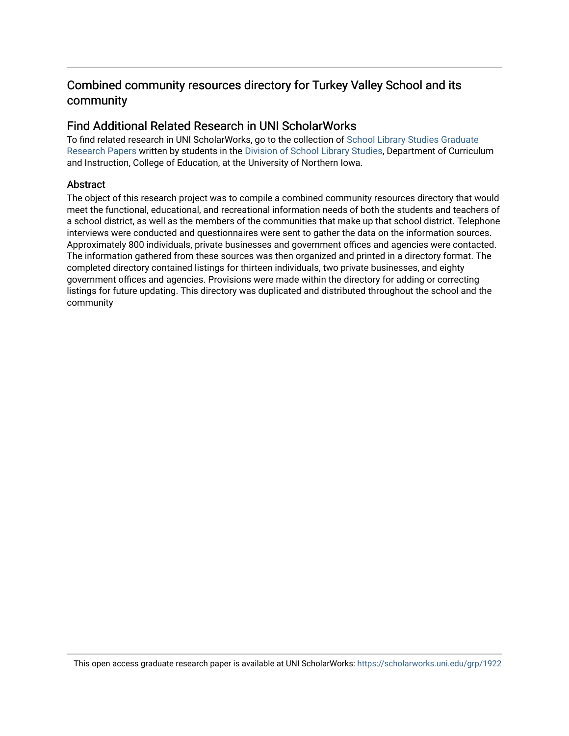# Combined community resources directory for Turkey Valley School and its community

## Find Additional Related Research in UNI ScholarWorks

To find related research in UNI ScholarWorks, go to the collection of School Library Studies Graduate Research Papers written by students in the Division of School Library Studies, Department of Curriculum and Instruction, College of Education, at the University of Northern Iowa.

## Abstract

The object of this research project was to compile a combined community resources directory that would meet the functional, educational, and recreational information needs of both the students and teachers of a school district, as well as the members of the communities that make up that school district. Telephone interviews were conducted and questionnaires were sent to gather the data on the information sources. Approximately 800 individuals, private businesses and government offices and agencies were contacted. The information gathered from these sources was then organized and printed in a directory format. The completed directory contained listings for thirteen individuals, two private businesses, and eighty government offices and agencies. Provisions were made within the directory for adding or correcting listings for future updating. This directory was duplicated and distributed throughout the school and the community

This open access graduate research paper is available at UNI ScholarWorks: https://scholarworks.uni.edu/grp/1922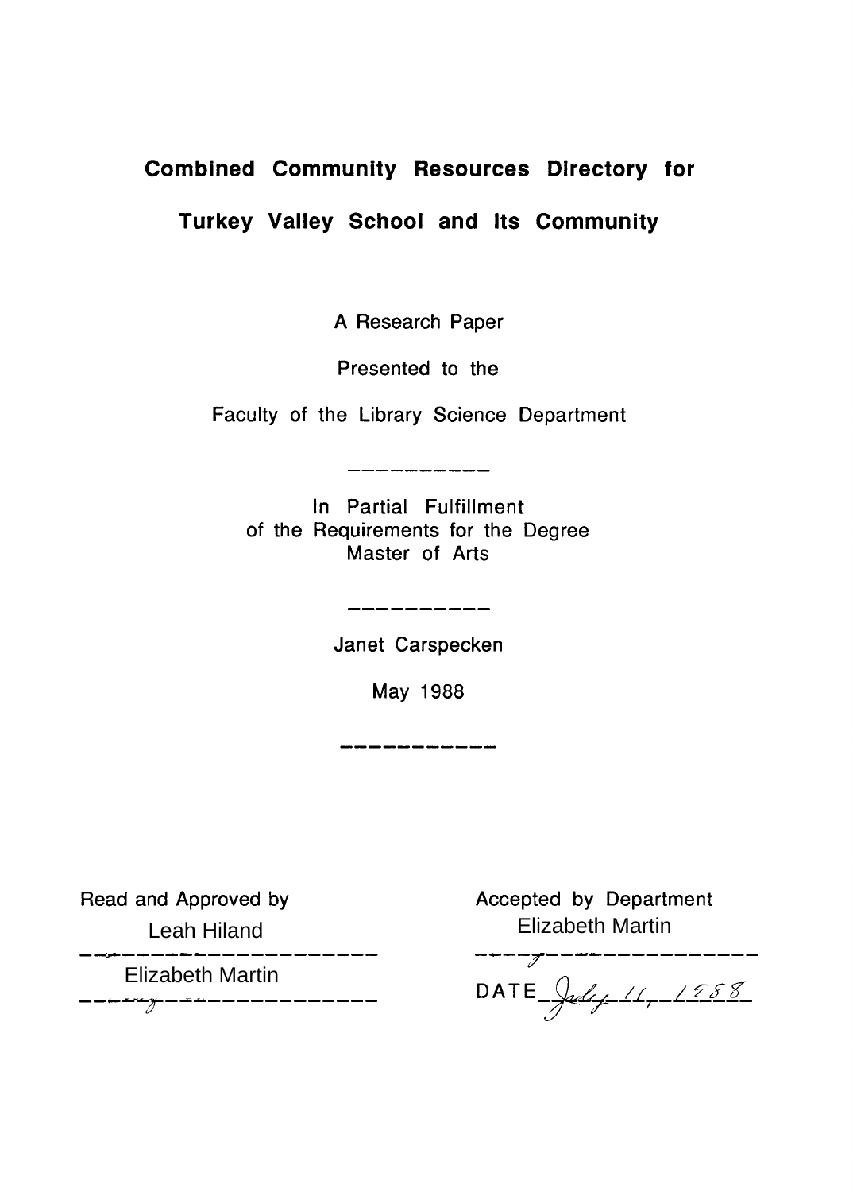# Combined Community Resources Directory for Turkey Valley School and Its Community

A Research Paper

Presented to the

Faculty of the Library Science Department

---

In Partial Fulfillment
of the Requirements for the Degree
Master of Arts

---

Janet Carspecken

May 1988

---

Read and Approved by

Leah Hiland

Elizabeth Martin

Accepted by Department

Elizabeth Martin

DATE July 11, 1988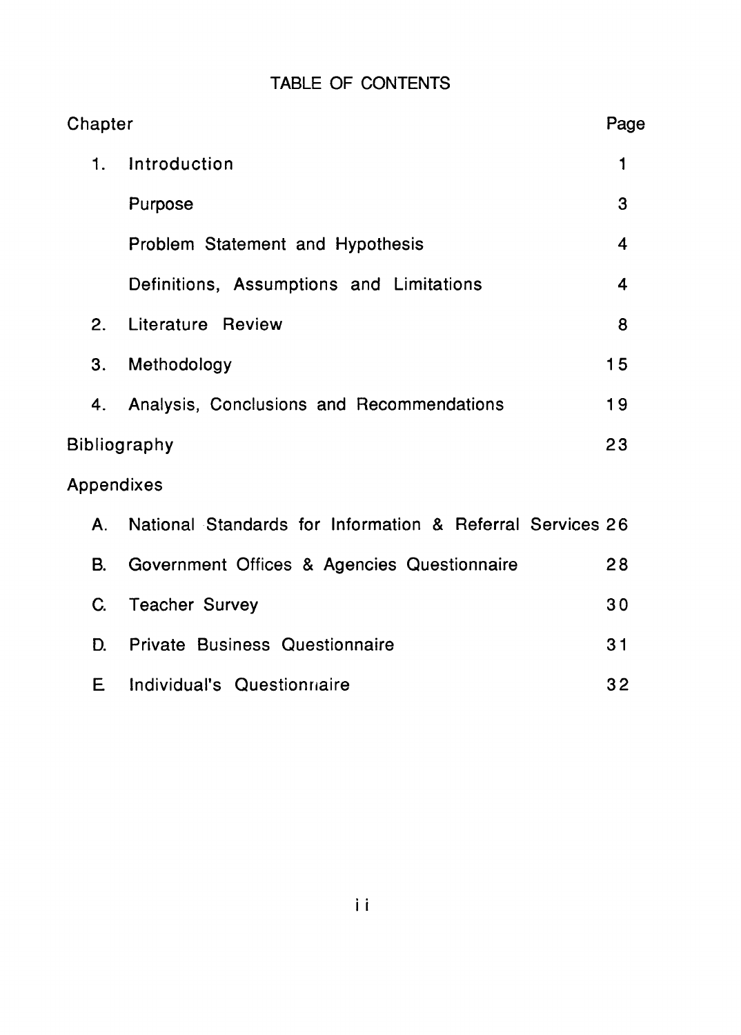# TABLE OF CONTENTS

| Chapter | | Page |
|---|---|---|
| 1. | Introduction | 1 |
| | Purpose | 3 |
| | Problem Statement and Hypothesis | 4 |
| | Definitions, Assumptions and Limitations | 4 |
| 2. | Literature Review | 8 |
| 3. | Methodology | 15 |
| 4. | Analysis, Conclusions and Recommendations | 19 |
| Bibliography | | 23 |
| Appendixes | | |
| A. | National Standards for Information & Referral Services | 26 |
| B. | Government Offices & Agencies Questionnaire | 28 |
| C. | Teacher Survey | 30 |
| D. | Private Business Questionnaire | 31 |
| E. | Individual's Questionnaire | 32 |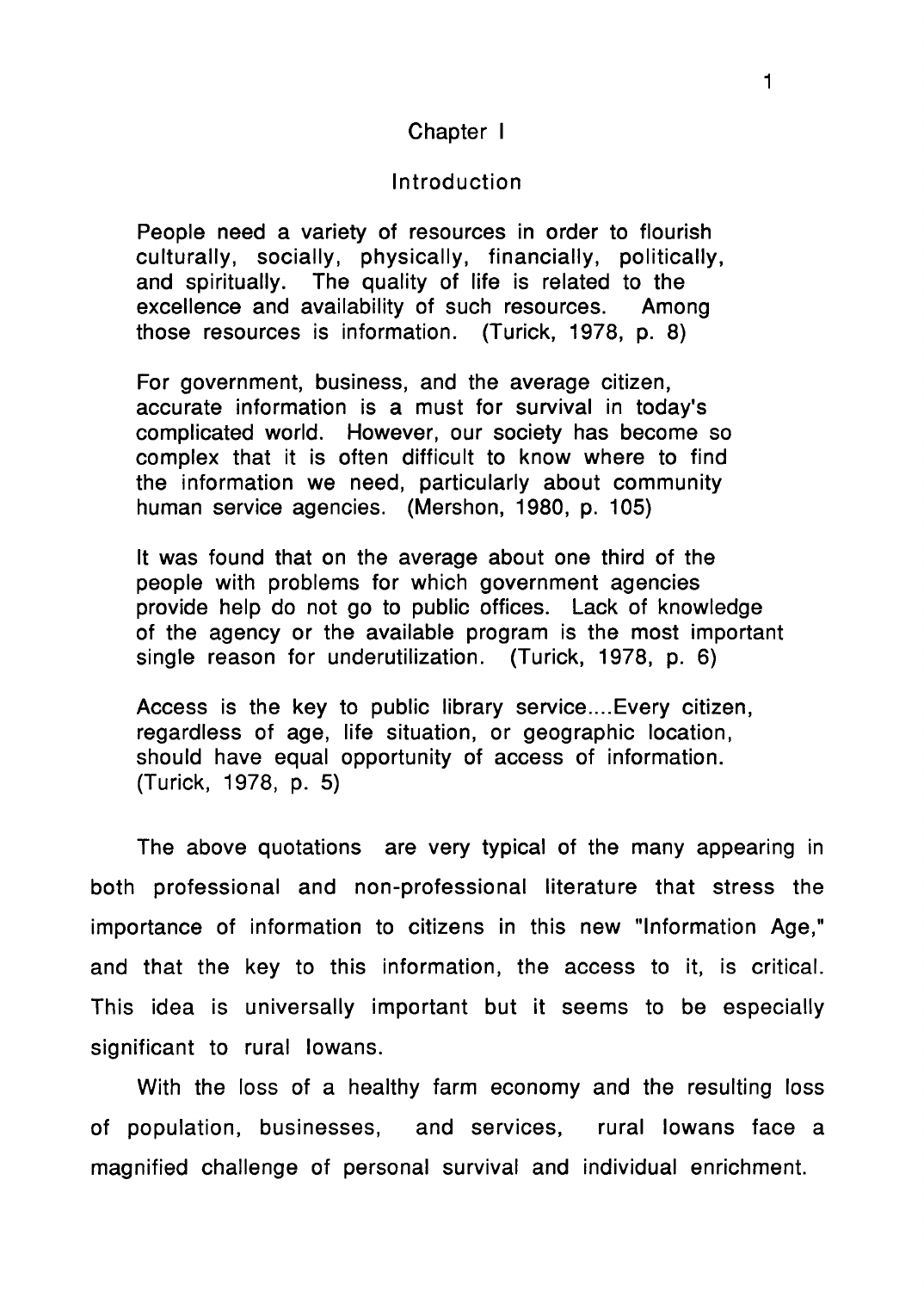# Chapter I

## Introduction

> People need a variety of resources in order to flourish culturally, socially, physically, financially, politically, and spiritually. The quality of life is related to the excellence and availability of such resources. Among those resources is information. (Turick, 1978, p. 8)

> For government, business, and the average citizen, accurate information is a must for survival in today's complicated world. However, our society has become so complex that it is often difficult to know where to find the information we need, particularly about community human service agencies. (Mershon, 1980, p. 105)

> It was found that on the average about one third of the people with problems for which government agencies provide help do not go to public offices. Lack of knowledge of the agency or the available program is the most important single reason for underutilization. (Turick, 1978, p. 6)

> Access is the key to public library service....Every citizen, regardless of age, life situation, or geographic location, should have equal opportunity of access of information. (Turick, 1978, p. 5)

The above quotations are very typical of the many appearing in both professional and non-professional literature that stress the importance of information to citizens in this new "Information Age," and that the key to this information, the access to it, is critical. This idea is universally important but it seems to be especially significant to rural Iowans.

With the loss of a healthy farm economy and the resulting loss of population, businesses, and services, rural Iowans face a magnified challenge of personal survival and individual enrichment.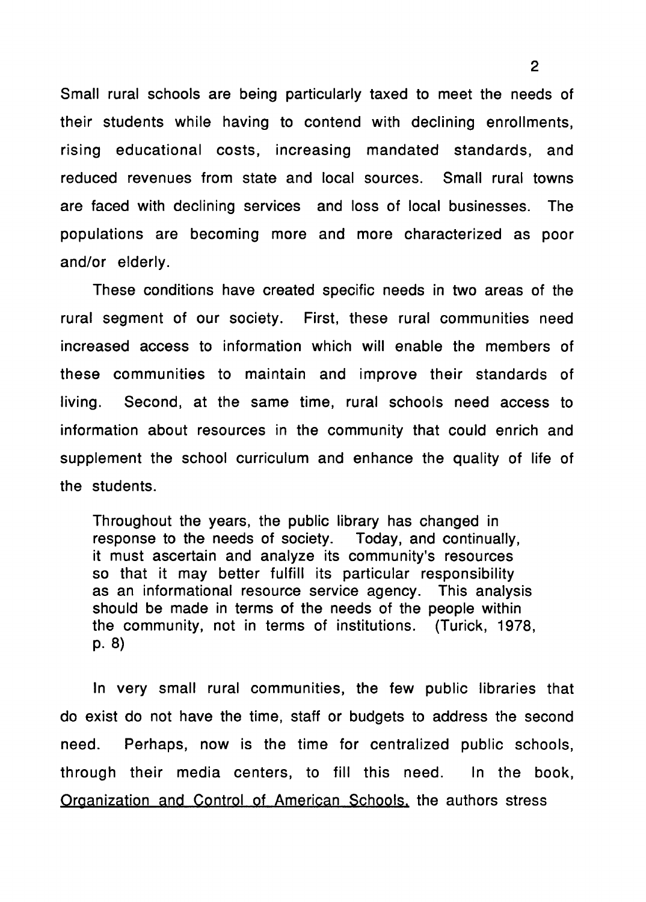Small rural schools are being particularly taxed to meet the needs of their students while having to contend with declining enrollments, rising educational costs, increasing mandated standards, and reduced revenues from state and local sources. Small rural towns are faced with declining services and loss of local businesses. The populations are becoming more and more characterized as poor and/or elderly.

These conditions have created specific needs in two areas of the rural segment of our society. First, these rural communities need increased access to information which will enable the members of these communities to maintain and improve their standards of living. Second, at the same time, rural schools need access to information about resources in the community that could enrich and supplement the school curriculum and enhance the quality of life of the students.

> Throughout the years, the public library has changed in response to the needs of society. Today, and continually, it must ascertain and analyze its community's resources so that it may better fulfill its particular responsibility as an informational resource service agency. This analysis should be made in terms of the needs of the people within the community, not in terms of institutions. (Turick, 1978, p. 8)

In very small rural communities, the few public libraries that do exist do not have the time, staff or budgets to address the second need. Perhaps, now is the time for centralized public schools, through their media centers, to fill this need. In the book, Organization and Control of American Schools, the authors stress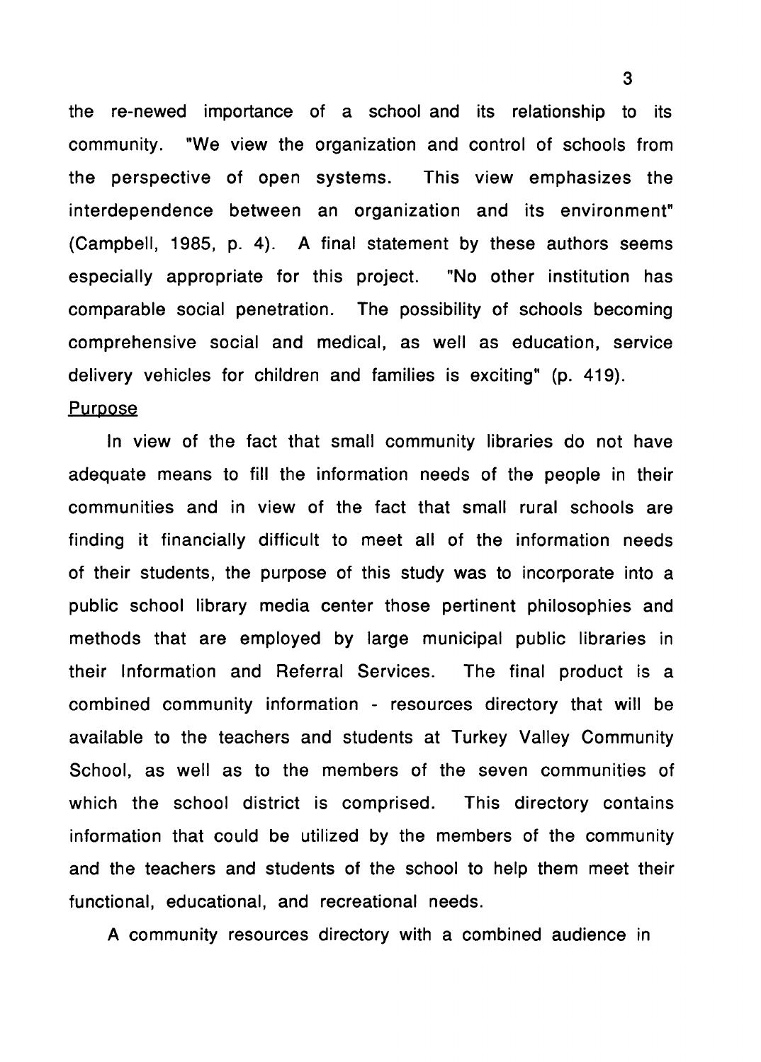the re-newed importance of a school and its relationship to its community. "We view the organization and control of schools from the perspective of open systems. This view emphasizes the interdependence between an organization and its environment" (Campbell, 1985, p. 4). A final statement by these authors seems especially appropriate for this project. "No other institution has comparable social penetration. The possibility of schools becoming comprehensive social and medical, as well as education, service delivery vehicles for children and families is exciting" (p. 419).

## Purpose

In view of the fact that small community libraries do not have adequate means to fill the information needs of the people in their communities and in view of the fact that small rural schools are finding it financially difficult to meet all of the information needs of their students, the purpose of this study was to incorporate into a public school library media center those pertinent philosophies and methods that are employed by large municipal public libraries in their Information and Referral Services. The final product is a combined community information - resources directory that will be available to the teachers and students at Turkey Valley Community School, as well as to the members of the seven communities of which the school district is comprised. This directory contains information that could be utilized by the members of the community and the teachers and students of the school to help them meet their functional, educational, and recreational needs.

A community resources directory with a combined audience in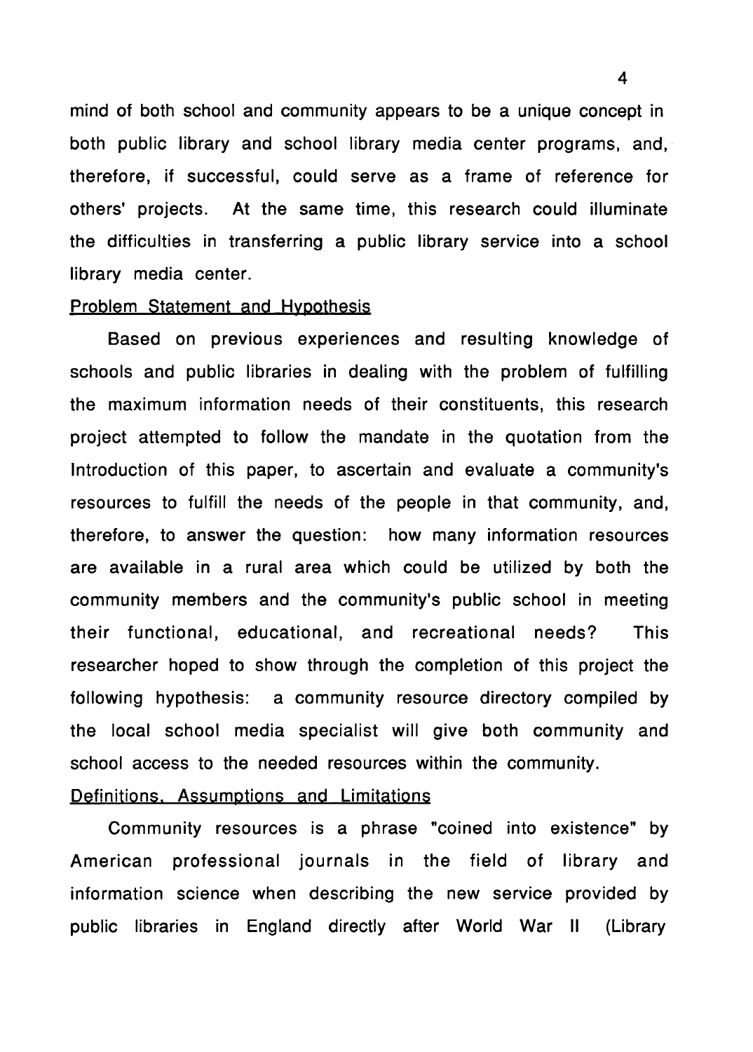mind of both school and community appears to be a unique concept in both public library and school library media center programs, and, therefore, if successful, could serve as a frame of reference for others' projects. At the same time, this research could illuminate the difficulties in transferring a public library service into a school library media center.

## Problem Statement and Hypothesis

Based on previous experiences and resulting knowledge of schools and public libraries in dealing with the problem of fulfilling the maximum information needs of their constituents, this research project attempted to follow the mandate in the quotation from the Introduction of this paper, to ascertain and evaluate a community's resources to fulfill the needs of the people in that community, and, therefore, to answer the question: how many information resources are available in a rural area which could be utilized by both the community members and the community's public school in meeting their functional, educational, and recreational needs? This researcher hoped to show through the completion of this project the following hypothesis: a community resource directory compiled by the local school media specialist will give both community and school access to the needed resources within the community.

## Definitions, Assumptions and Limitations

Community resources is a phrase "coined into existence" by American professional journals in the field of library and information science when describing the new service provided by public libraries in England directly after World War II (Library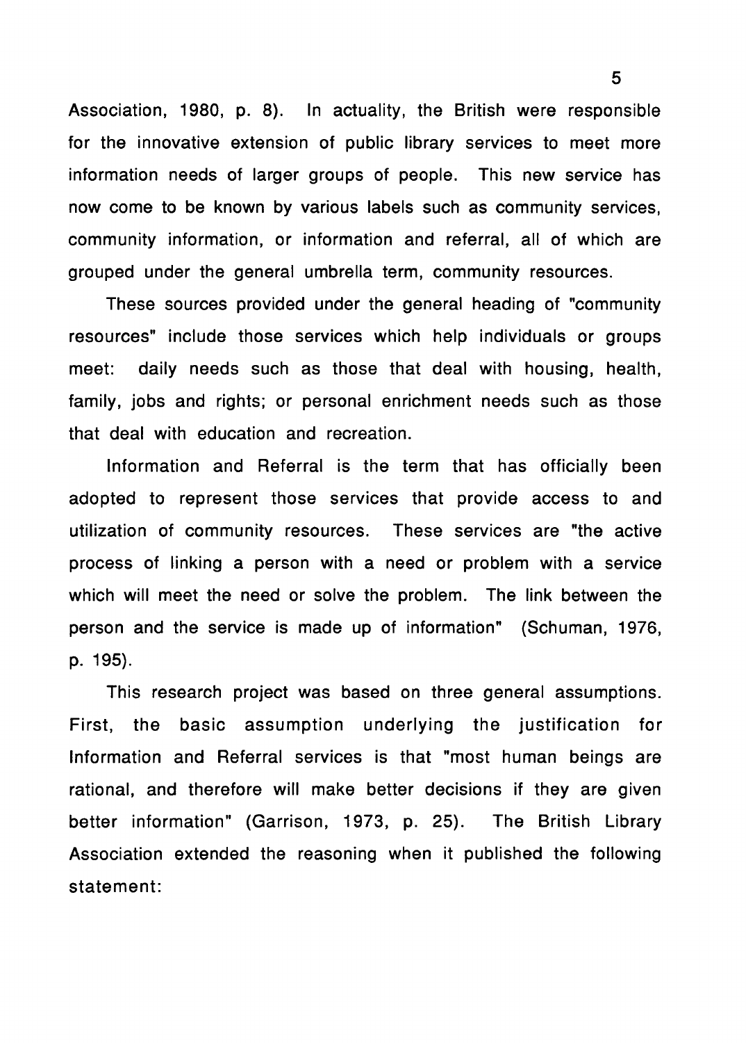Association, 1980, p. 8). In actuality, the British were responsible for the innovative extension of public library services to meet more information needs of larger groups of people. This new service has now come to be known by various labels such as community services, community information, or information and referral, all of which are grouped under the general umbrella term, community resources.

These sources provided under the general heading of "community resources" include those services which help individuals or groups meet: daily needs such as those that deal with housing, health, family, jobs and rights; or personal enrichment needs such as those that deal with education and recreation.

Information and Referral is the term that has officially been adopted to represent those services that provide access to and utilization of community resources. These services are "the active process of linking a person with a need or problem with a service which will meet the need or solve the problem. The link between the person and the service is made up of information" (Schuman, 1976, p. 195).

This research project was based on three general assumptions. First, the basic assumption underlying the justification for Information and Referral services is that "most human beings are rational, and therefore will make better decisions if they are given better information" (Garrison, 1973, p. 25). The British Library Association extended the reasoning when it published the following statement: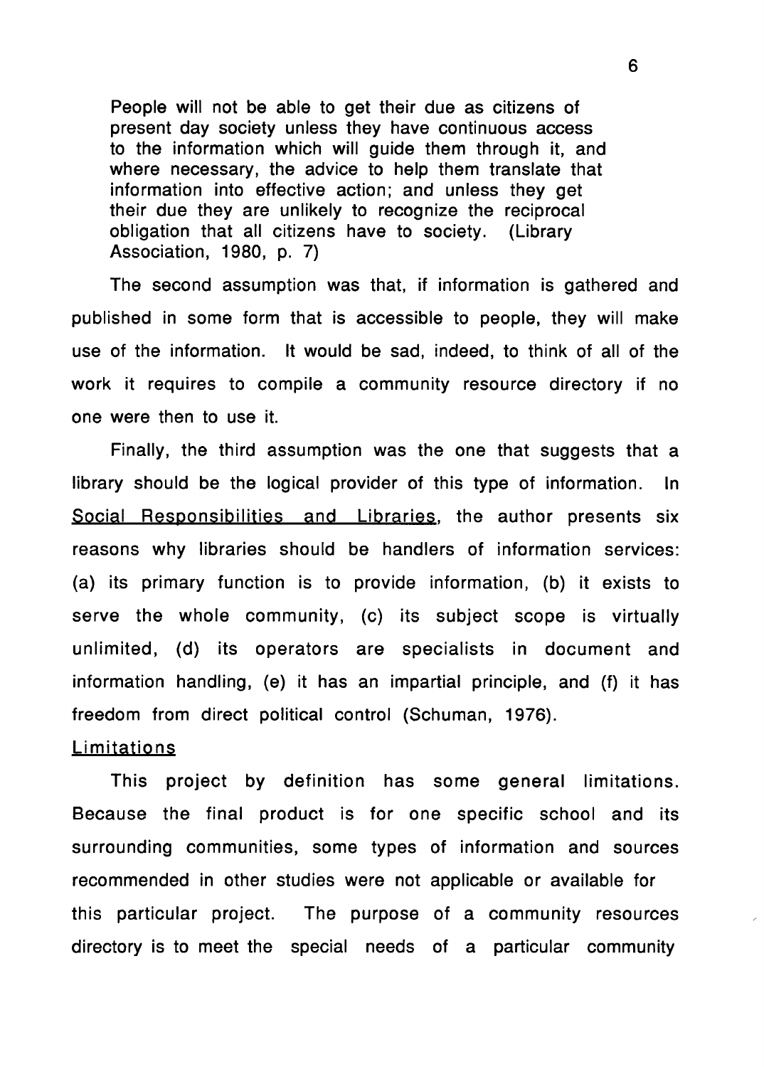> People will not be able to get their due as citizens of present day society unless they have continuous access to the information which will guide them through it, and where necessary, the advice to help them translate that information into effective action; and unless they get their due they are unlikely to recognize the reciprocal obligation that all citizens have to society. (Library Association, 1980, p. 7)

The second assumption was that, if information is gathered and published in some form that is accessible to people, they will make use of the information. It would be sad, indeed, to think of all of the work it requires to compile a community resource directory if no one were then to use it.

Finally, the third assumption was the one that suggests that a library should be the logical provider of this type of information. In Social Responsibilities and Libraries, the author presents six reasons why libraries should be handlers of information services: (a) its primary function is to provide information, (b) it exists to serve the whole community, (c) its subject scope is virtually unlimited, (d) its operators are specialists in document and information handling, (e) it has an impartial principle, and (f) it has freedom from direct political control (Schuman, 1976).

## Limitations

This project by definition has some general limitations. Because the final product is for one specific school and its surrounding communities, some types of information and sources recommended in other studies were not applicable or available for this particular project. The purpose of a community resources directory is to meet the special needs of a particular community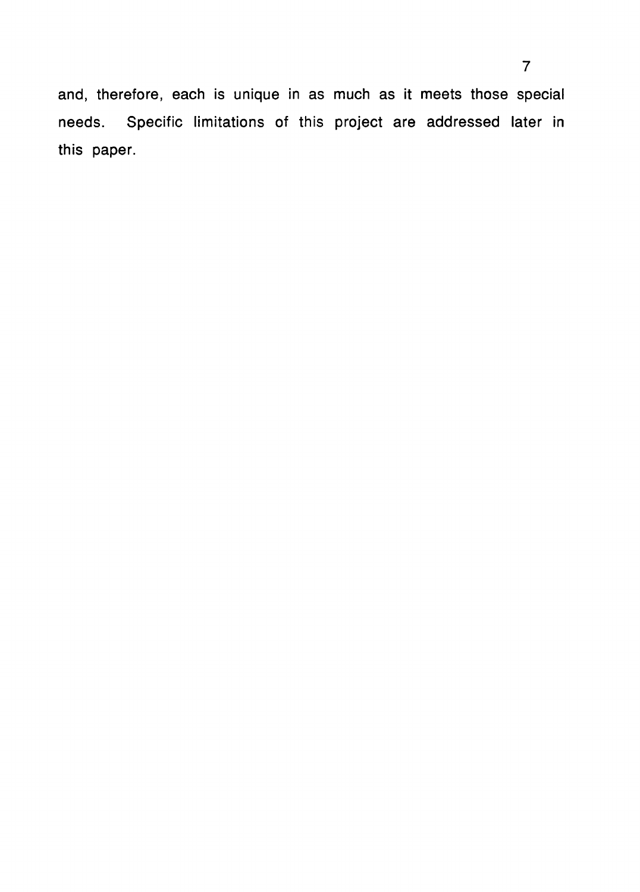and, therefore, each is unique in as much as it meets those special needs. Specific limitations of this project are addressed later in this paper.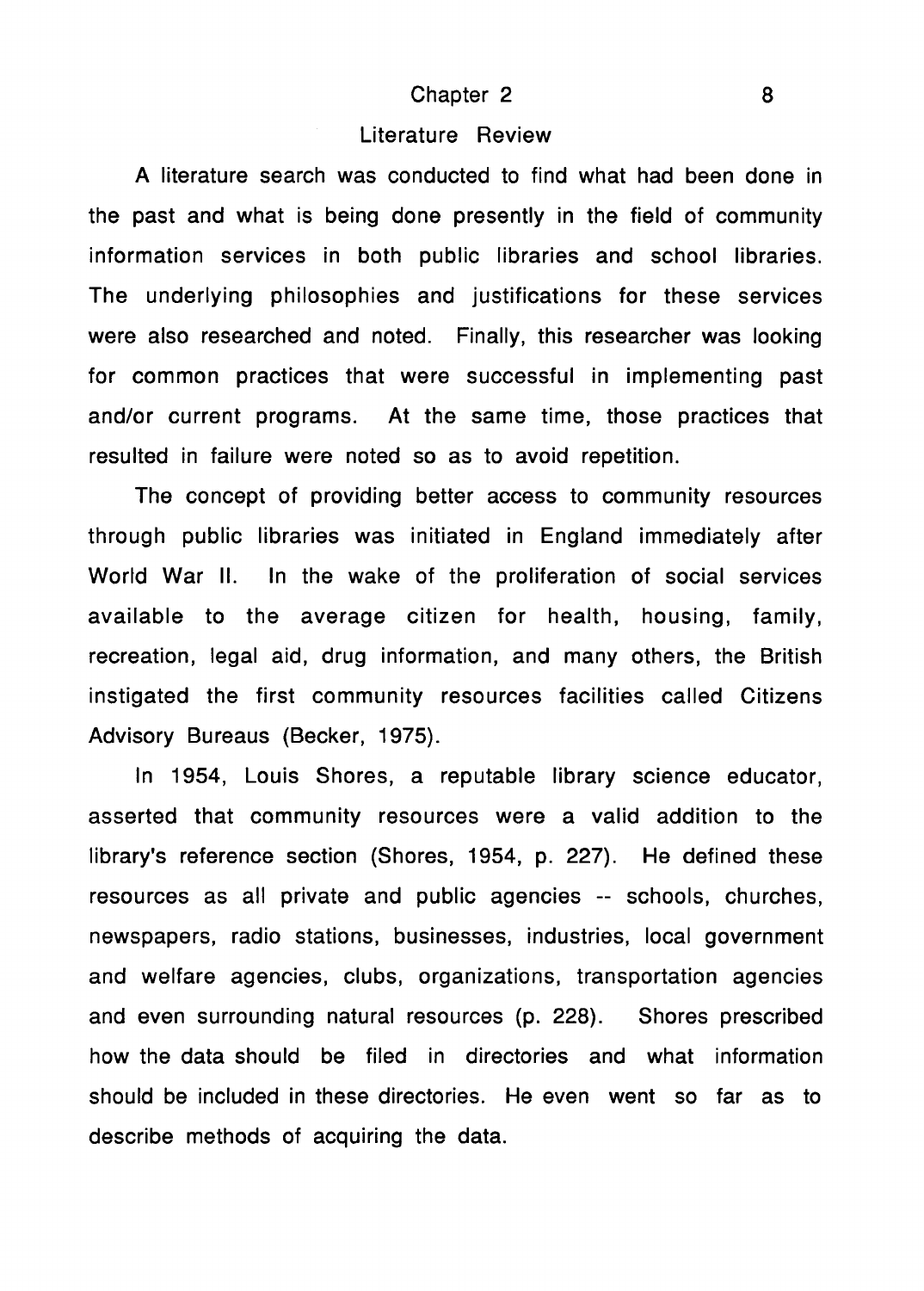# Chapter 2

## Literature Review

A literature search was conducted to find what had been done in the past and what is being done presently in the field of community information services in both public libraries and school libraries. The underlying philosophies and justifications for these services were also researched and noted. Finally, this researcher was looking for common practices that were successful in implementing past and/or current programs. At the same time, those practices that resulted in failure were noted so as to avoid repetition.

The concept of providing better access to community resources through public libraries was initiated in England immediately after World War II. In the wake of the proliferation of social services available to the average citizen for health, housing, family, recreation, legal aid, drug information, and many others, the British instigated the first community resources facilities called Citizens Advisory Bureaus (Becker, 1975).

In 1954, Louis Shores, a reputable library science educator, asserted that community resources were a valid addition to the library's reference section (Shores, 1954, p. 227). He defined these resources as all private and public agencies -- schools, churches, newspapers, radio stations, businesses, industries, local government and welfare agencies, clubs, organizations, transportation agencies and even surrounding natural resources (p. 228). Shores prescribed how the data should be filed in directories and what information should be included in these directories. He even went so far as to describe methods of acquiring the data.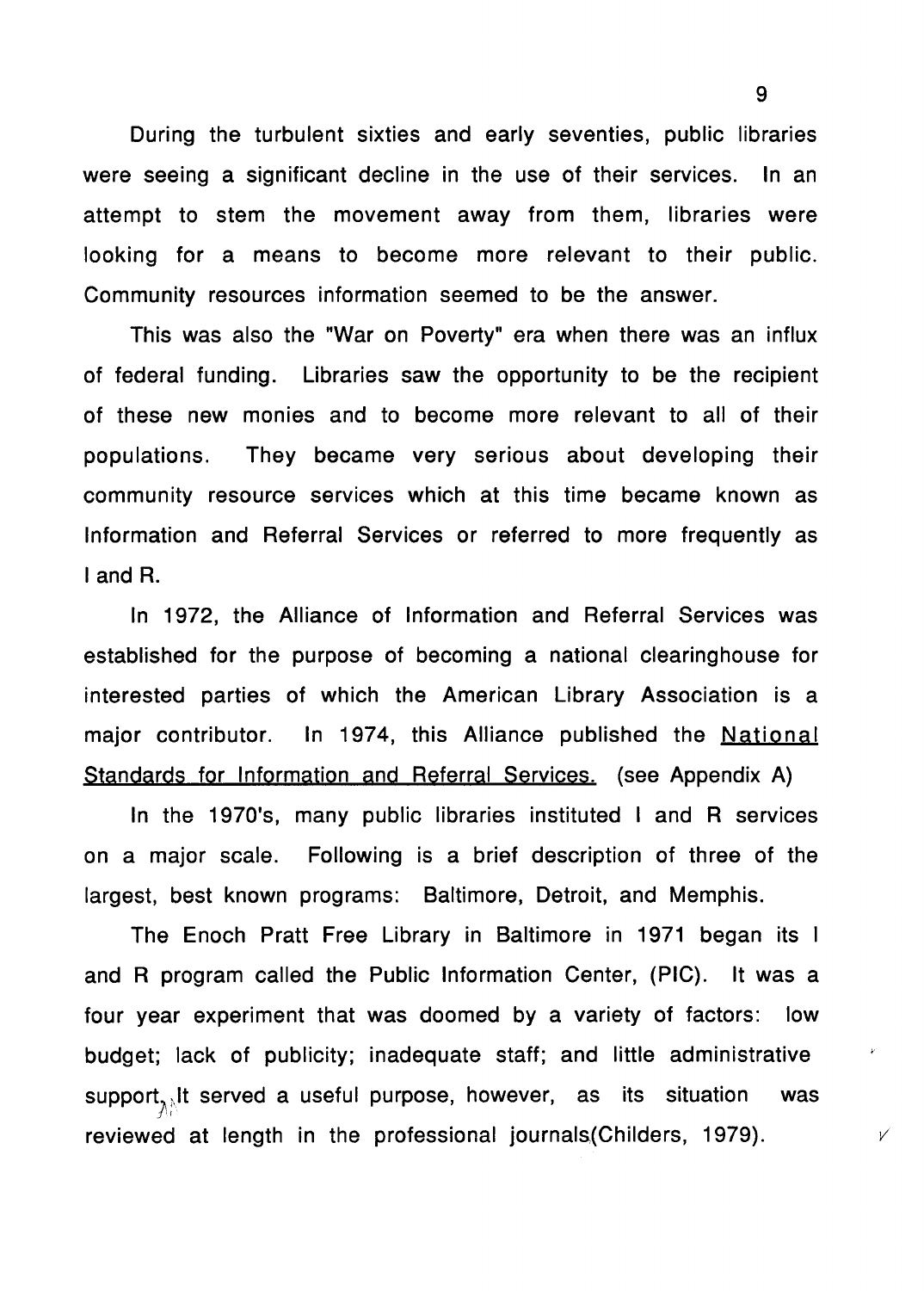During the turbulent sixties and early seventies, public libraries were seeing a significant decline in the use of their services. In an attempt to stem the movement away from them, libraries were looking for a means to become more relevant to their public. Community resources information seemed to be the answer.

This was also the "War on Poverty" era when there was an influx of federal funding. Libraries saw the opportunity to be the recipient of these new monies and to become more relevant to all of their populations. They became very serious about developing their community resource services which at this time became known as Information and Referral Services or referred to more frequently as I and R.

In 1972, the Alliance of Information and Referral Services was established for the purpose of becoming a national clearinghouse for interested parties of which the American Library Association is a major contributor. In 1974, this Alliance published the <u>National Standards for Information and Referral Services.</u> (see Appendix A)

In the 1970's, many public libraries instituted I and R services on a major scale. Following is a brief description of three of the largest, best known programs: Baltimore, Detroit, and Memphis.

The Enoch Pratt Free Library in Baltimore in 1971 began its I and R program called the Public Information Center, (PIC). It was a four year experiment that was doomed by a variety of factors: low budget; lack of publicity; inadequate staff; and little administrative support. It served a useful purpose, however, as its situation was reviewed at length in the professional journals(Childers, 1979).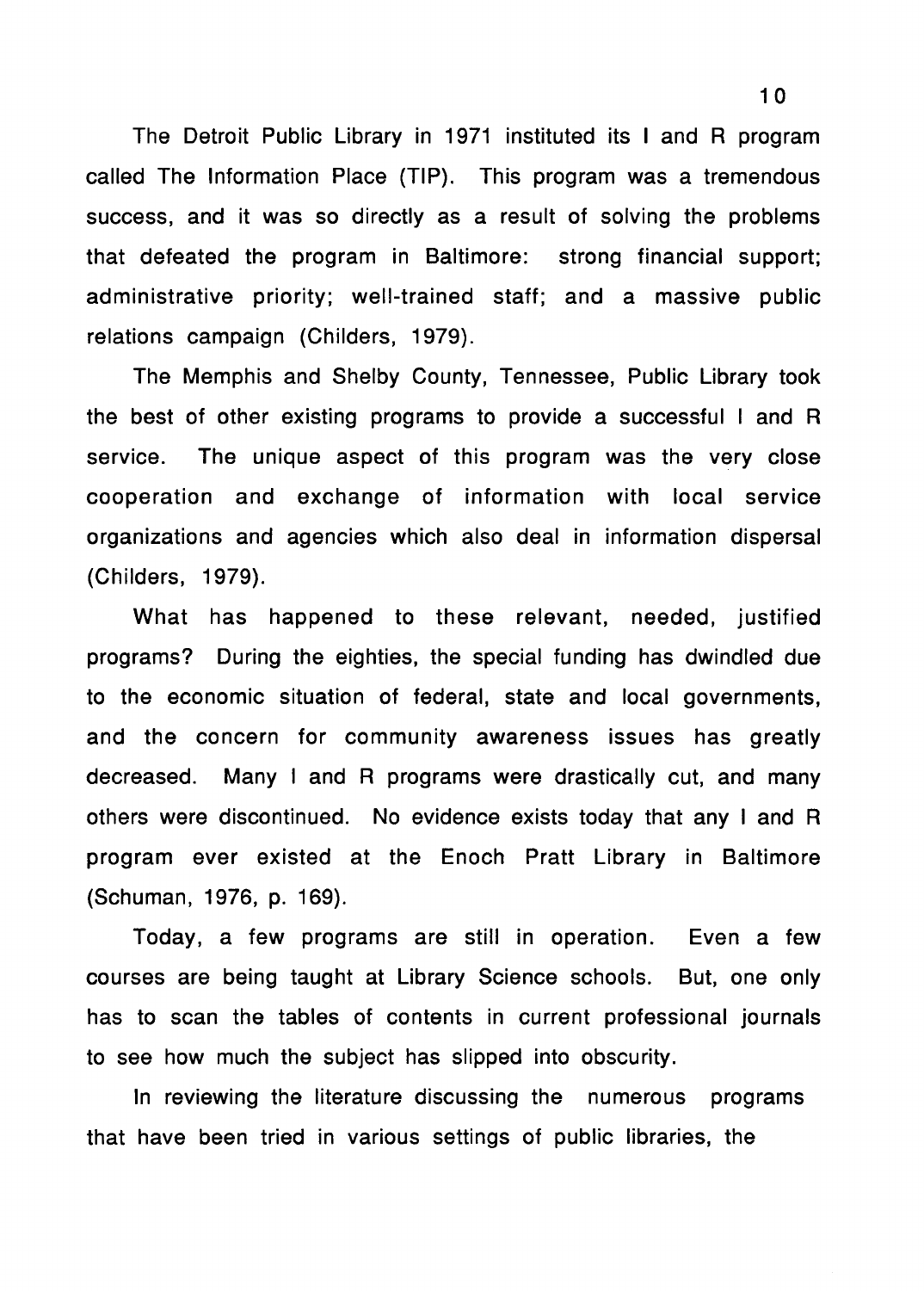The Detroit Public Library in 1971 instituted its I and R program called The Information Place (TIP). This program was a tremendous success, and it was so directly as a result of solving the problems that defeated the program in Baltimore: strong financial support; administrative priority; well-trained staff; and a massive public relations campaign (Childers, 1979).

The Memphis and Shelby County, Tennessee, Public Library took the best of other existing programs to provide a successful I and R service. The unique aspect of this program was the very close cooperation and exchange of information with local service organizations and agencies which also deal in information dispersal (Childers, 1979).

What has happened to these relevant, needed, justified programs? During the eighties, the special funding has dwindled due to the economic situation of federal, state and local governments, and the concern for community awareness issues has greatly decreased. Many I and R programs were drastically cut, and many others were discontinued. No evidence exists today that any I and R program ever existed at the Enoch Pratt Library in Baltimore (Schuman, 1976, p. 169).

Today, a few programs are still in operation. Even a few courses are being taught at Library Science schools. But, one only has to scan the tables of contents in current professional journals to see how much the subject has slipped into obscurity.

In reviewing the literature discussing the numerous programs that have been tried in various settings of public libraries, the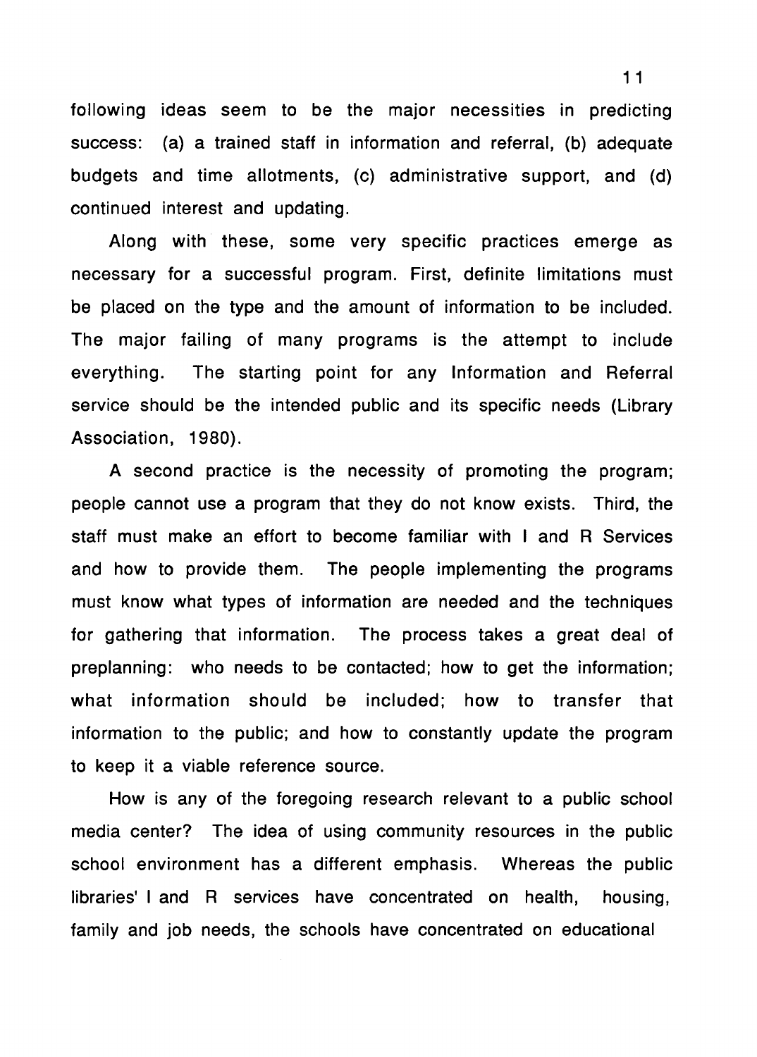following ideas seem to be the major necessities in predicting success: (a) a trained staff in information and referral, (b) adequate budgets and time allotments, (c) administrative support, and (d) continued interest and updating.

Along with these, some very specific practices emerge as necessary for a successful program. First, definite limitations must be placed on the type and the amount of information to be included. The major failing of many programs is the attempt to include everything. The starting point for any Information and Referral service should be the intended public and its specific needs (Library Association, 1980).

A second practice is the necessity of promoting the program; people cannot use a program that they do not know exists. Third, the staff must make an effort to become familiar with I and R Services and how to provide them. The people implementing the programs must know what types of information are needed and the techniques for gathering that information. The process takes a great deal of preplanning: who needs to be contacted; how to get the information; what information should be included; how to transfer that information to the public; and how to constantly update the program to keep it a viable reference source.

How is any of the foregoing research relevant to a public school media center? The idea of using community resources in the public school environment has a different emphasis. Whereas the public libraries' I and R services have concentrated on health, housing, family and job needs, the schools have concentrated on educational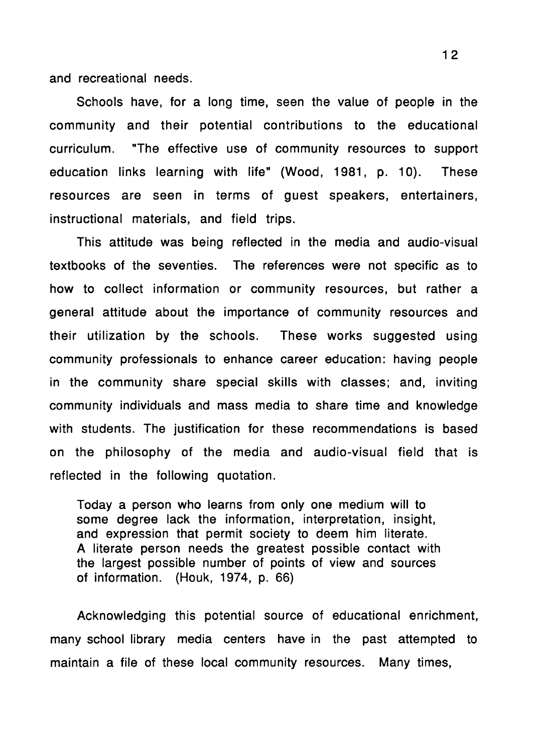and recreational needs.

Schools have, for a long time, seen the value of people in the community and their potential contributions to the educational curriculum. "The effective use of community resources to support education links learning with life" (Wood, 1981, p. 10). These resources are seen in terms of guest speakers, entertainers, instructional materials, and field trips.

This attitude was being reflected in the media and audio-visual textbooks of the seventies. The references were not specific as to how to collect information or community resources, but rather a general attitude about the importance of community resources and their utilization by the schools. These works suggested using community professionals to enhance career education: having people in the community share special skills with classes; and, inviting community individuals and mass media to share time and knowledge with students. The justification for these recommendations is based on the philosophy of the media and audio-visual field that is reflected in the following quotation.

> Today a person who learns from only one medium will to some degree lack the information, interpretation, insight, and expression that permit society to deem him literate. A literate person needs the greatest possible contact with the largest possible number of points of view and sources of information. (Houk, 1974, p. 66)

Acknowledging this potential source of educational enrichment, many school library media centers have in the past attempted to maintain a file of these local community resources. Many times,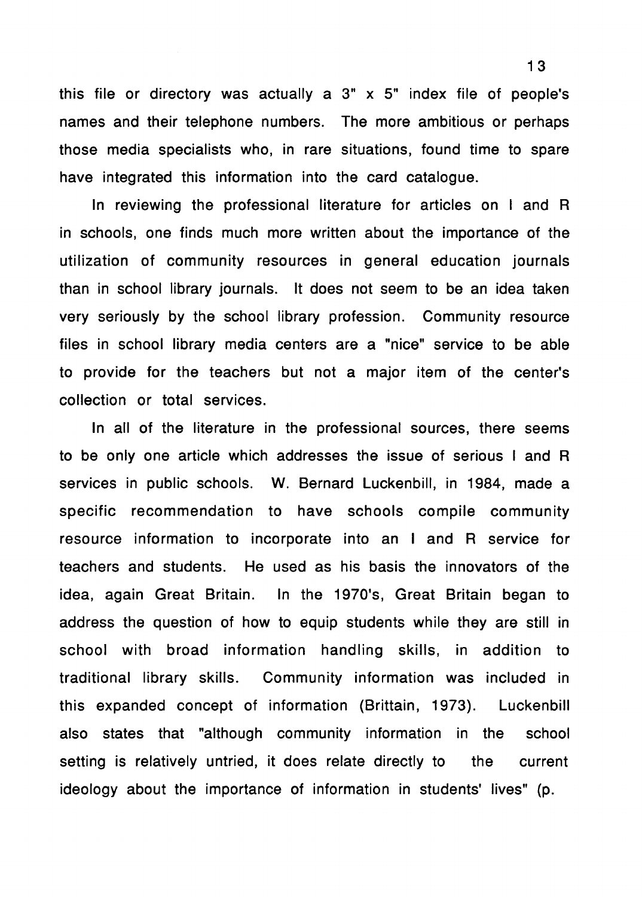this file or directory was actually a 3" x 5" index file of people's names and their telephone numbers. The more ambitious or perhaps those media specialists who, in rare situations, found time to spare have integrated this information into the card catalogue.

In reviewing the professional literature for articles on I and R in schools, one finds much more written about the importance of the utilization of community resources in general education journals than in school library journals. It does not seem to be an idea taken very seriously by the school library profession. Community resource files in school library media centers are a "nice" service to be able to provide for the teachers but not a major item of the center's collection or total services.

In all of the literature in the professional sources, there seems to be only one article which addresses the issue of serious I and R services in public schools. W. Bernard Luckenbill, in 1984, made a specific recommendation to have schools compile community resource information to incorporate into an I and R service for teachers and students. He used as his basis the innovators of the idea, again Great Britain. In the 1970's, Great Britain began to address the question of how to equip students while they are still in school with broad information handling skills, in addition to traditional library skills. Community information was included in this expanded concept of information (Brittain, 1973). Luckenbill also states that "although community information in the school setting is relatively untried, it does relate directly to the current ideology about the importance of information in students' lives" (p.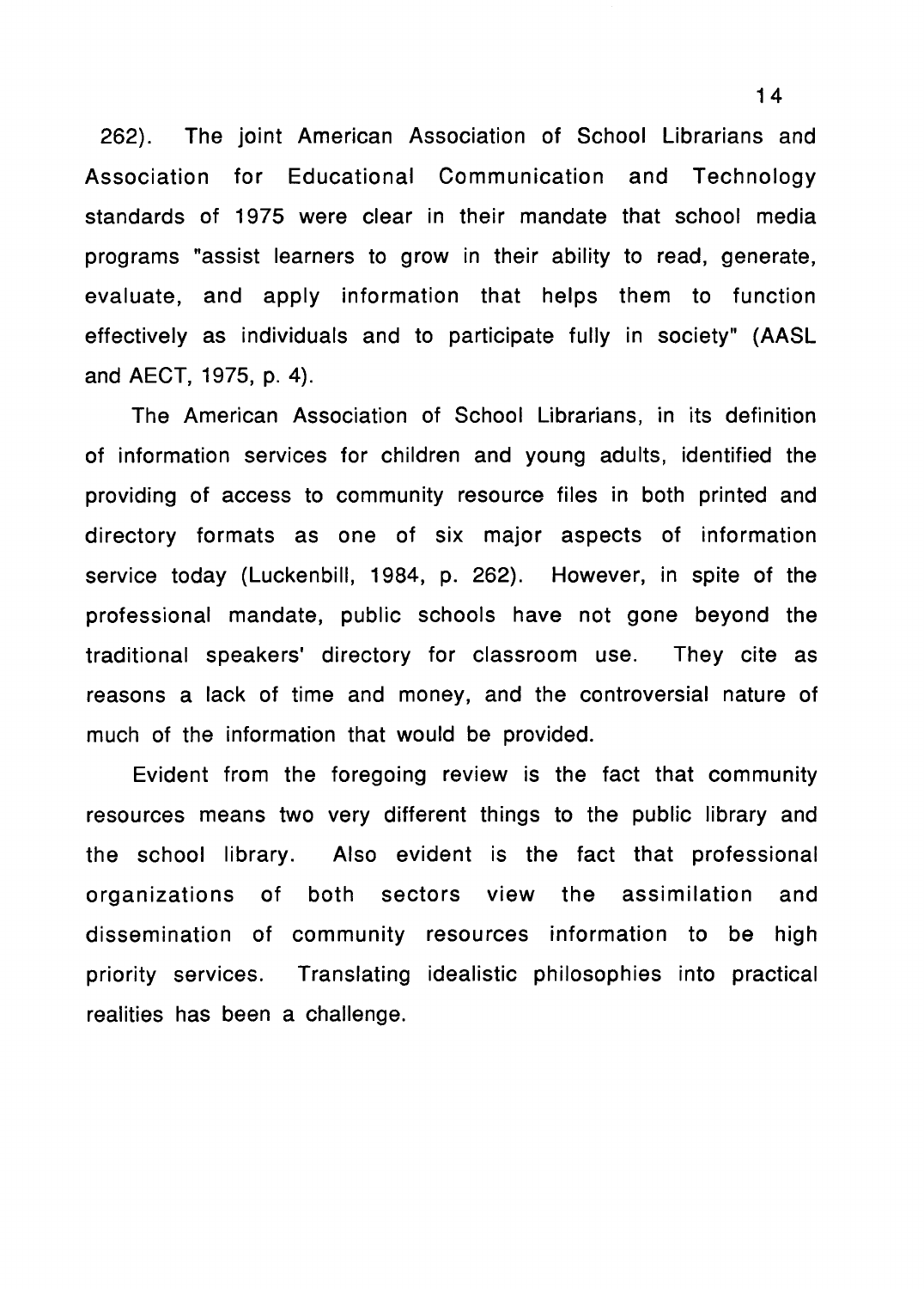262). The joint American Association of School Librarians and Association for Educational Communication and Technology standards of 1975 were clear in their mandate that school media programs "assist learners to grow in their ability to read, generate, evaluate, and apply information that helps them to function effectively as individuals and to participate fully in society" (AASL and AECT, 1975, p. 4).

The American Association of School Librarians, in its definition of information services for children and young adults, identified the providing of access to community resource files in both printed and directory formats as one of six major aspects of information service today (Luckenbill, 1984, p. 262). However, in spite of the professional mandate, public schools have not gone beyond the traditional speakers' directory for classroom use. They cite as reasons a lack of time and money, and the controversial nature of much of the information that would be provided.

Evident from the foregoing review is the fact that community resources means two very different things to the public library and the school library. Also evident is the fact that professional organizations of both sectors view the assimilation and dissemination of community resources information to be high priority services. Translating idealistic philosophies into practical realities has been a challenge.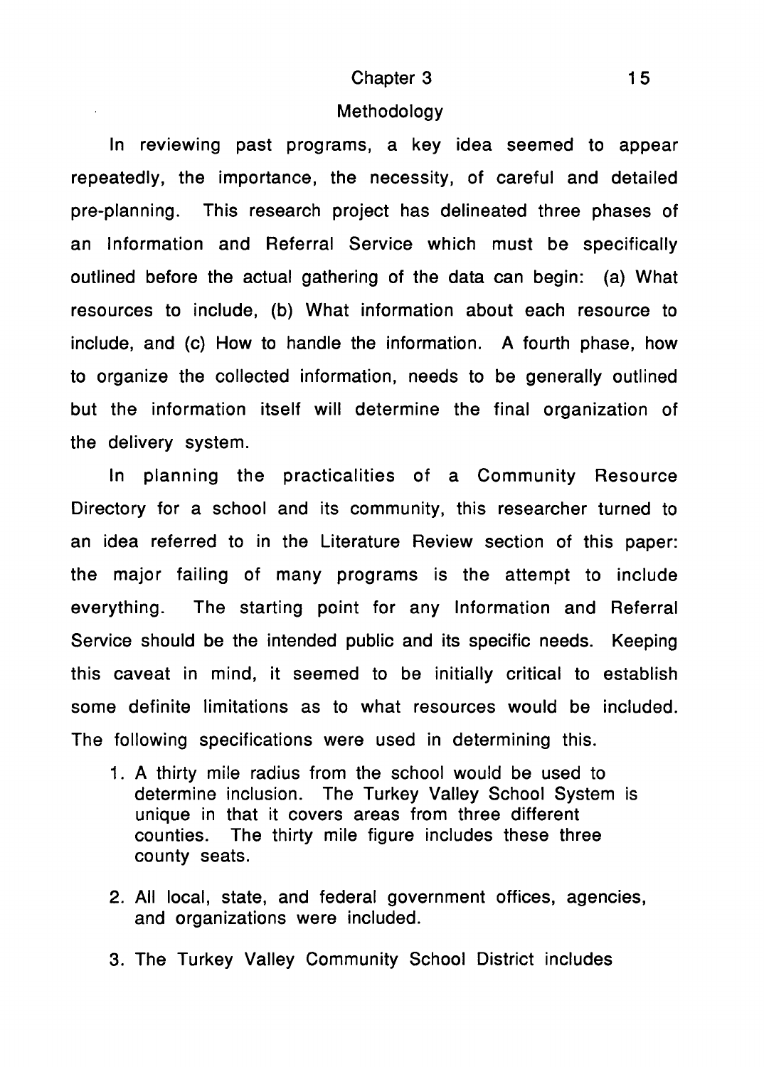# Chapter 3

## Methodology

In reviewing past programs, a key idea seemed to appear repeatedly, the importance, the necessity, of careful and detailed pre-planning. This research project has delineated three phases of an Information and Referral Service which must be specifically outlined before the actual gathering of the data can begin: (a) What resources to include, (b) What information about each resource to include, and (c) How to handle the information. A fourth phase, how to organize the collected information, needs to be generally outlined but the information itself will determine the final organization of the delivery system.

In planning the practicalities of a Community Resource Directory for a school and its community, this researcher turned to an idea referred to in the Literature Review section of this paper: the major failing of many programs is the attempt to include everything. The starting point for any Information and Referral Service should be the intended public and its specific needs. Keeping this caveat in mind, it seemed to be initially critical to establish some definite limitations as to what resources would be included. The following specifications were used in determining this.

1. A thirty mile radius from the school would be used to determine inclusion. The Turkey Valley School System is unique in that it covers areas from three different counties. The thirty mile figure includes these three county seats.

2. All local, state, and federal government offices, agencies, and organizations were included.

3. The Turkey Valley Community School District includes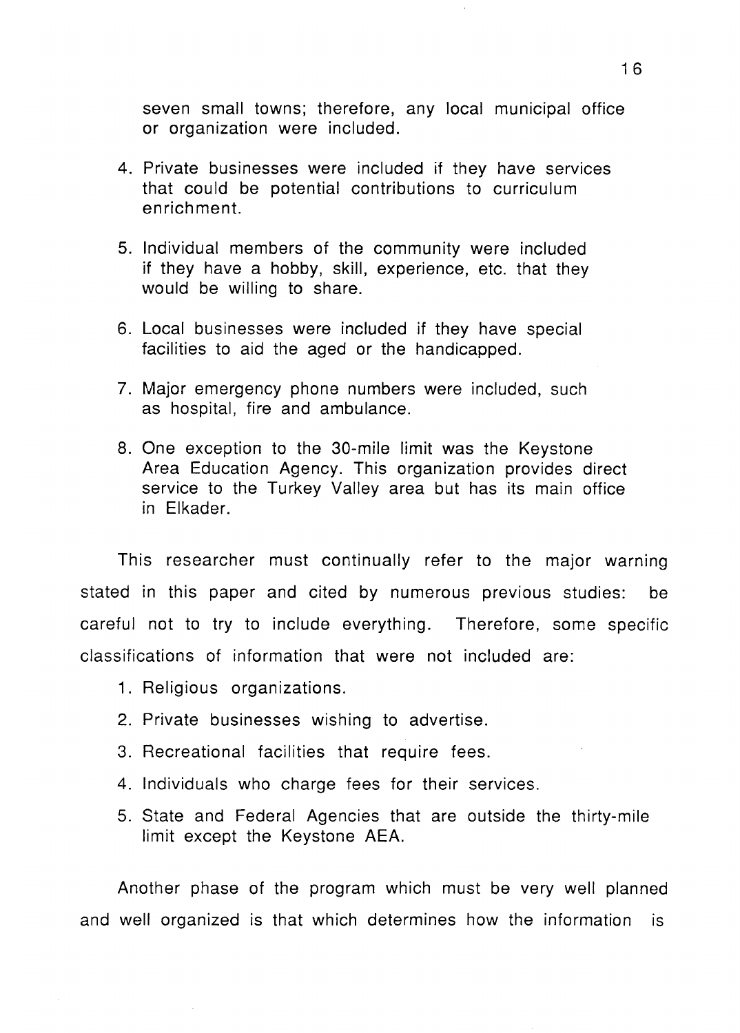seven small towns; therefore, any local municipal office or organization were included.

4. Private businesses were included if they have services that could be potential contributions to curriculum enrichment.

5. Individual members of the community were included if they have a hobby, skill, experience, etc. that they would be willing to share.

6. Local businesses were included if they have special facilities to aid the aged or the handicapped.

7. Major emergency phone numbers were included, such as hospital, fire and ambulance.

8. One exception to the 30-mile limit was the Keystone Area Education Agency. This organization provides direct service to the Turkey Valley area but has its main office in Elkader.

This researcher must continually refer to the major warning stated in this paper and cited by numerous previous studies: be careful not to try to include everything. Therefore, some specific classifications of information that were not included are:

1. Religious organizations.
2. Private businesses wishing to advertise.
3. Recreational facilities that require fees.
4. Individuals who charge fees for their services.
5. State and Federal Agencies that are outside the thirty-mile limit except the Keystone AEA.

Another phase of the program which must be very well planned and well organized is that which determines how the information is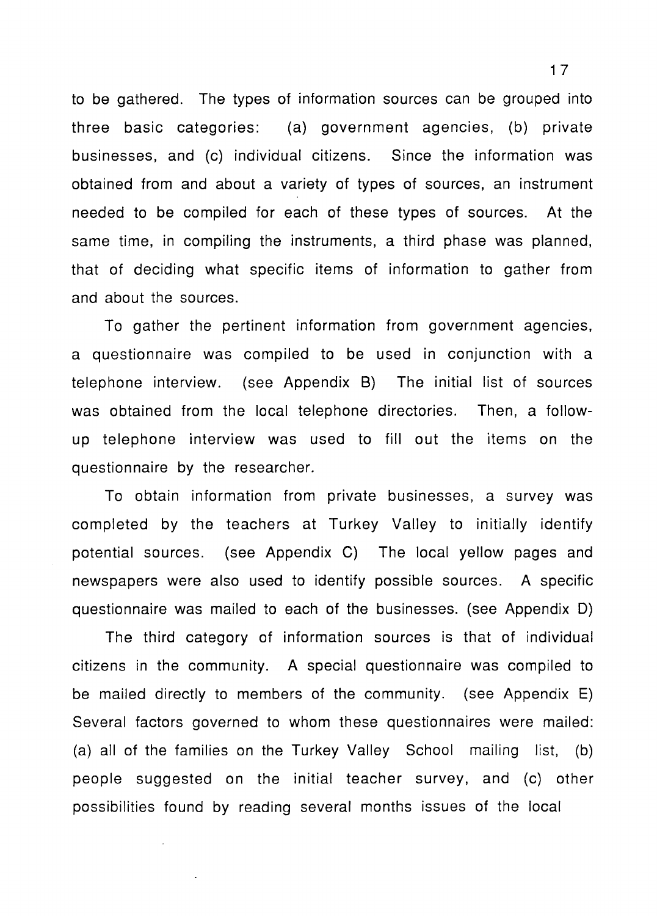to be gathered. The types of information sources can be grouped into three basic categories: (a) government agencies, (b) private businesses, and (c) individual citizens. Since the information was obtained from and about a variety of types of sources, an instrument needed to be compiled for each of these types of sources. At the same time, in compiling the instruments, a third phase was planned, that of deciding what specific items of information to gather from and about the sources.

To gather the pertinent information from government agencies, a questionnaire was compiled to be used in conjunction with a telephone interview. (see Appendix B) The initial list of sources was obtained from the local telephone directories. Then, a follow-up telephone interview was used to fill out the items on the questionnaire by the researcher.

To obtain information from private businesses, a survey was completed by the teachers at Turkey Valley to initially identify potential sources. (see Appendix C) The local yellow pages and newspapers were also used to identify possible sources. A specific questionnaire was mailed to each of the businesses. (see Appendix D)

The third category of information sources is that of individual citizens in the community. A special questionnaire was compiled to be mailed directly to members of the community. (see Appendix E) Several factors governed to whom these questionnaires were mailed: (a) all of the families on the Turkey Valley School mailing list, (b) people suggested on the initial teacher survey, and (c) other possibilities found by reading several months issues of the local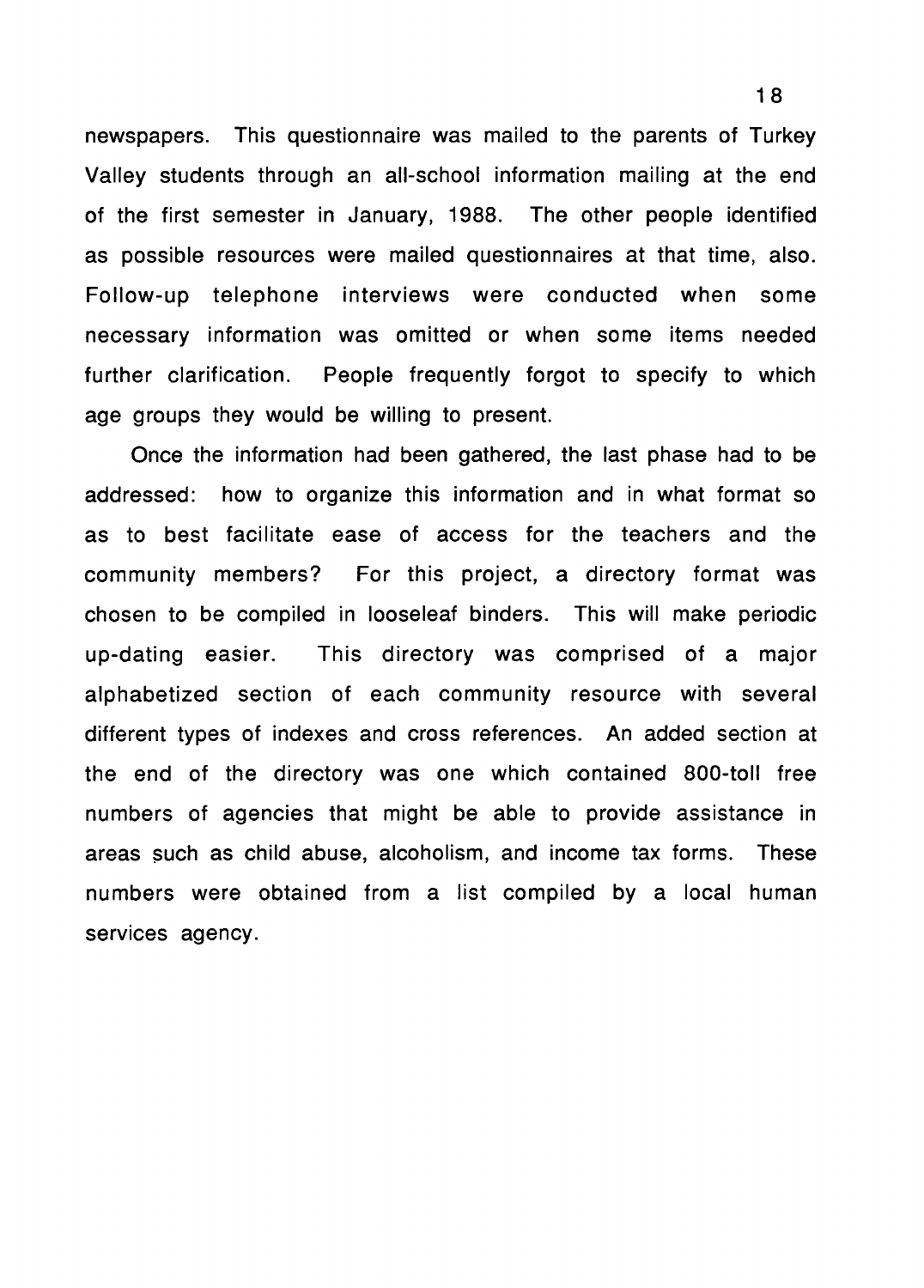newspapers. This questionnaire was mailed to the parents of Turkey Valley students through an all-school information mailing at the end of the first semester in January, 1988. The other people identified as possible resources were mailed questionnaires at that time, also. Follow-up telephone interviews were conducted when some necessary information was omitted or when some items needed further clarification. People frequently forgot to specify to which age groups they would be willing to present.

Once the information had been gathered, the last phase had to be addressed: how to organize this information and in what format so as to best facilitate ease of access for the teachers and the community members? For this project, a directory format was chosen to be compiled in looseleaf binders. This will make periodic up-dating easier. This directory was comprised of a major alphabetized section of each community resource with several different types of indexes and cross references. An added section at the end of the directory was one which contained 800-toll free numbers of agencies that might be able to provide assistance in areas such as child abuse, alcoholism, and income tax forms. These numbers were obtained from a list compiled by a local human services agency.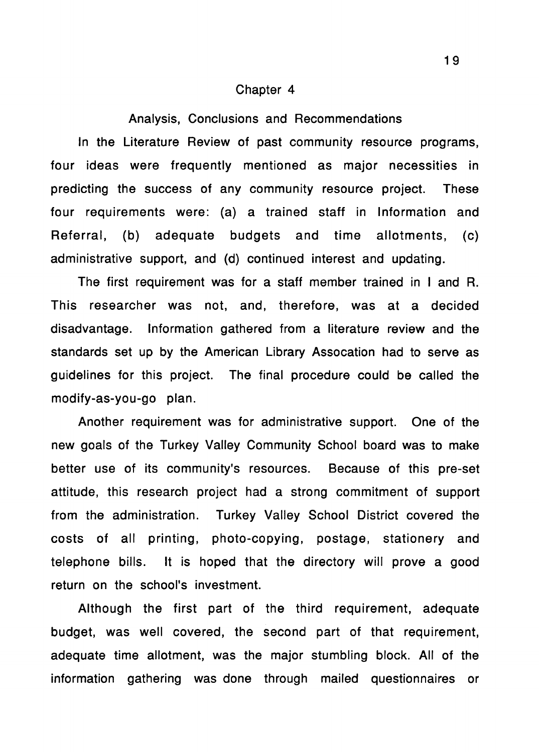## Chapter 4

### Analysis, Conclusions and Recommendations

In the Literature Review of past community resource programs, four ideas were frequently mentioned as major necessities in predicting the success of any community resource project. These four requirements were: (a) a trained staff in Information and Referral, (b) adequate budgets and time allotments, (c) administrative support, and (d) continued interest and updating.

The first requirement was for a staff member trained in I and R. This researcher was not, and, therefore, was at a decided disadvantage. Information gathered from a literature review and the standards set up by the American Library Assocation had to serve as guidelines for this project. The final procedure could be called the modify-as-you-go plan.

Another requirement was for administrative support. One of the new goals of the Turkey Valley Community School board was to make better use of its community's resources. Because of this pre-set attitude, this research project had a strong commitment of support from the administration. Turkey Valley School District covered the costs of all printing, photo-copying, postage, stationery and telephone bills. It is hoped that the directory will prove a good return on the school's investment.

Although the first part of the third requirement, adequate budget, was well covered, the second part of that requirement, adequate time allotment, was the major stumbling block. All of the information gathering was done through mailed questionnaires or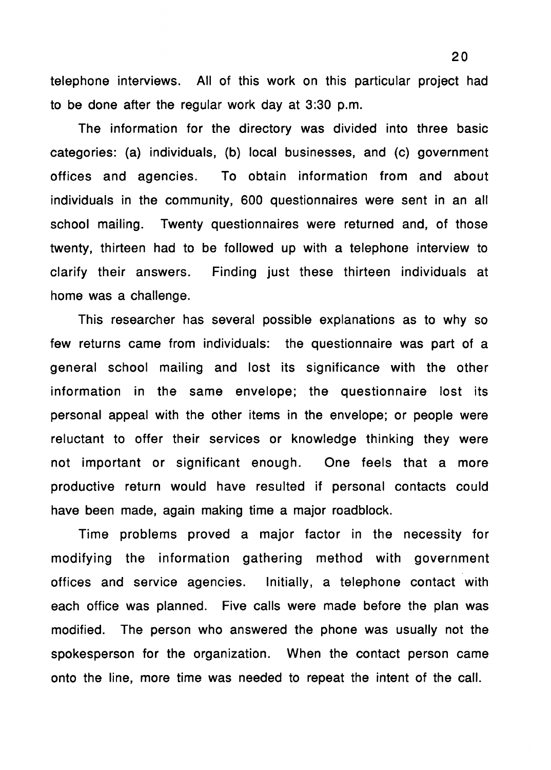telephone interviews. All of this work on this particular project had to be done after the regular work day at 3:30 p.m.

The information for the directory was divided into three basic categories: (a) individuals, (b) local businesses, and (c) government offices and agencies. To obtain information from and about individuals in the community, 600 questionnaires were sent in an all school mailing. Twenty questionnaires were returned and, of those twenty, thirteen had to be followed up with a telephone interview to clarify their answers. Finding just these thirteen individuals at home was a challenge.

This researcher has several possible explanations as to why so few returns came from individuals: the questionnaire was part of a general school mailing and lost its significance with the other information in the same envelope; the questionnaire lost its personal appeal with the other items in the envelope; or people were reluctant to offer their services or knowledge thinking they were not important or significant enough. One feels that a more productive return would have resulted if personal contacts could have been made, again making time a major roadblock.

Time problems proved a major factor in the necessity for modifying the information gathering method with government offices and service agencies. Initially, a telephone contact with each office was planned. Five calls were made before the plan was modified. The person who answered the phone was usually not the spokesperson for the organization. When the contact person came onto the line, more time was needed to repeat the intent of the call.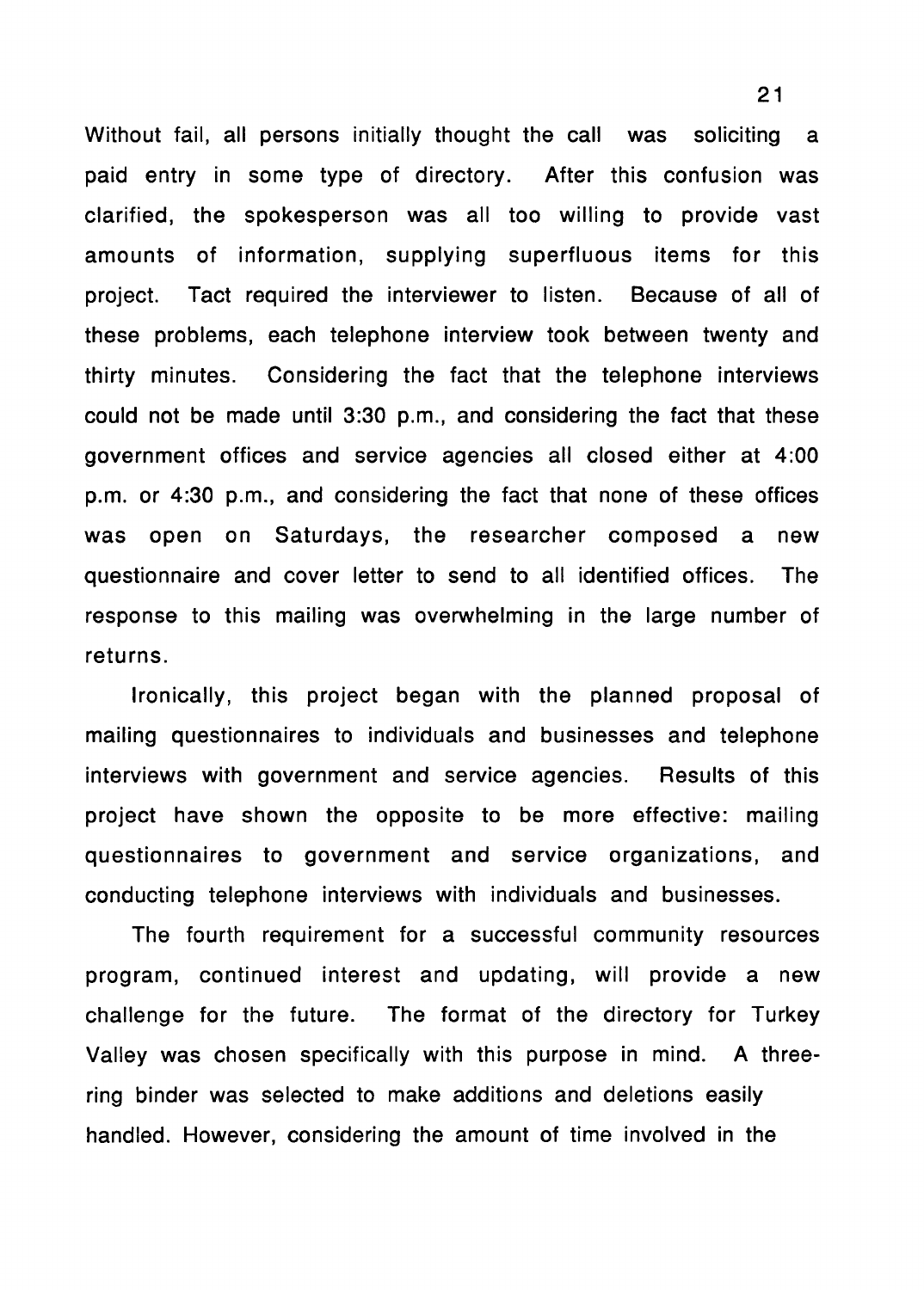Without fail, all persons initially thought the call was soliciting a paid entry in some type of directory. After this confusion was clarified, the spokesperson was all too willing to provide vast amounts of information, supplying superfluous items for this project. Tact required the interviewer to listen. Because of all of these problems, each telephone interview took between twenty and thirty minutes. Considering the fact that the telephone interviews could not be made until 3:30 p.m., and considering the fact that these government offices and service agencies all closed either at 4:00 p.m. or 4:30 p.m., and considering the fact that none of these offices was open on Saturdays, the researcher composed a new questionnaire and cover letter to send to all identified offices. The response to this mailing was overwhelming in the large number of returns.

Ironically, this project began with the planned proposal of mailing questionnaires to individuals and businesses and telephone interviews with government and service agencies. Results of this project have shown the opposite to be more effective: mailing questionnaires to government and service organizations, and conducting telephone interviews with individuals and businesses.

The fourth requirement for a successful community resources program, continued interest and updating, will provide a new challenge for the future. The format of the directory for Turkey Valley was chosen specifically with this purpose in mind. A three-ring binder was selected to make additions and deletions easily handled. However, considering the amount of time involved in the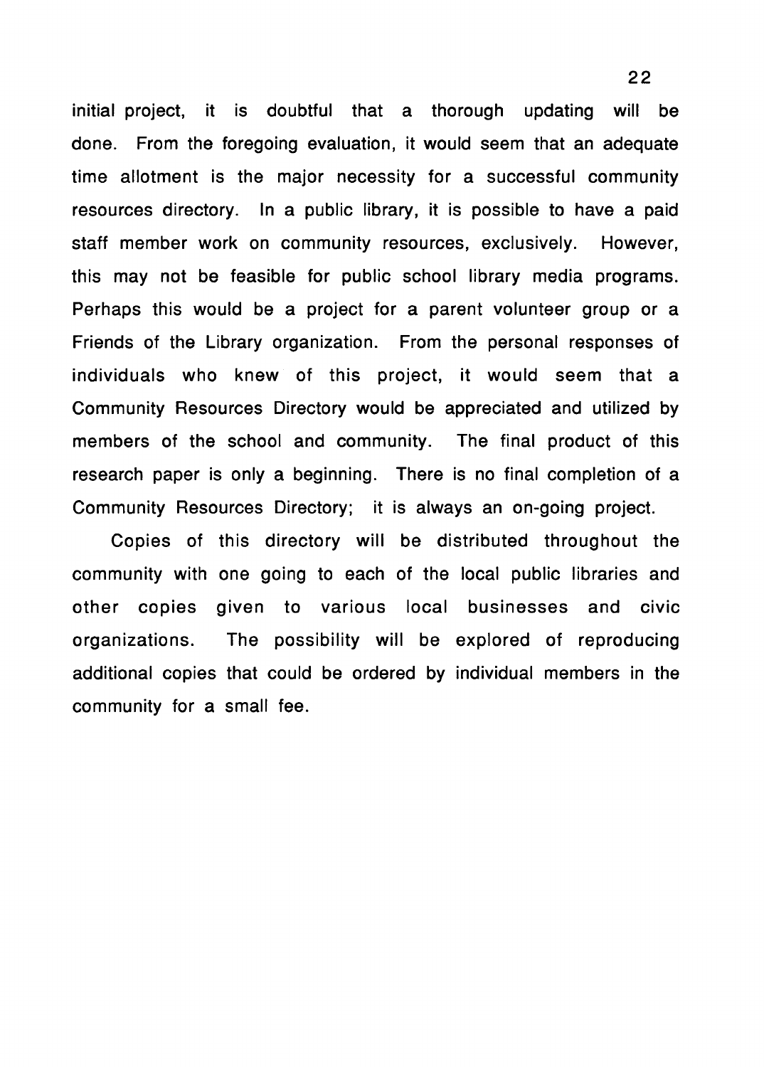initial project, it is doubtful that a thorough updating will be done. From the foregoing evaluation, it would seem that an adequate time allotment is the major necessity for a successful community resources directory. In a public library, it is possible to have a paid staff member work on community resources, exclusively. However, this may not be feasible for public school library media programs. Perhaps this would be a project for a parent volunteer group or a Friends of the Library organization. From the personal responses of individuals who knew of this project, it would seem that a Community Resources Directory would be appreciated and utilized by members of the school and community. The final product of this research paper is only a beginning. There is no final completion of a Community Resources Directory; it is always an on-going project.

Copies of this directory will be distributed throughout the community with one going to each of the local public libraries and other copies given to various local businesses and civic organizations. The possibility will be explored of reproducing additional copies that could be ordered by individual members in the community for a small fee.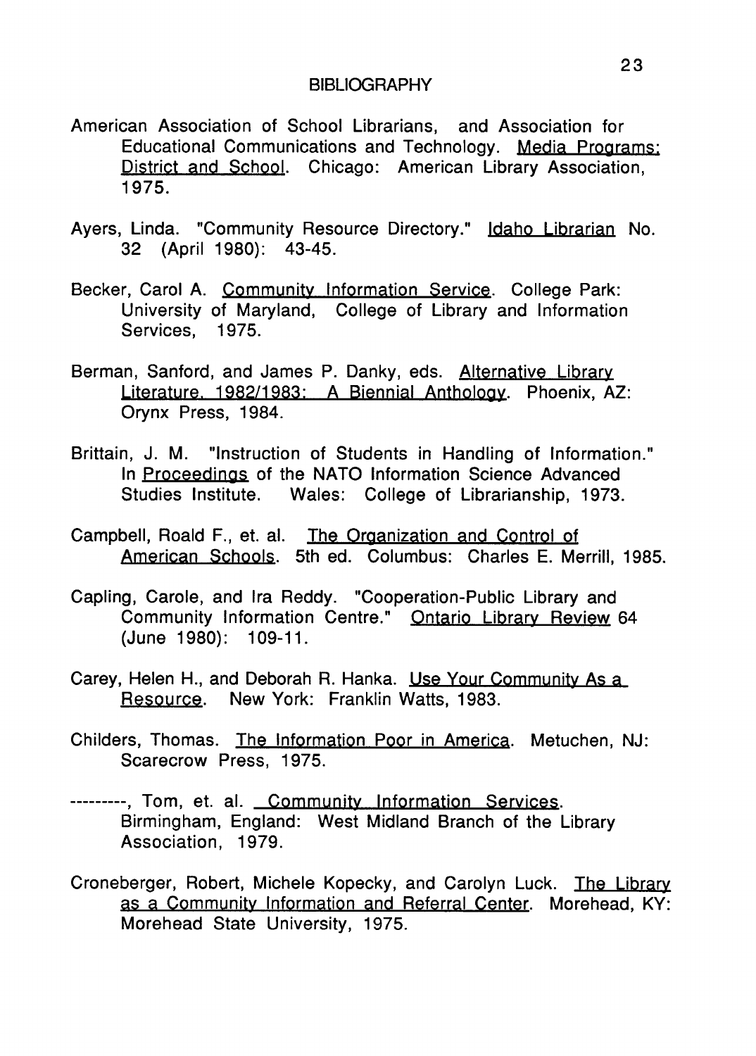# BIBLIOGRAPHY

American Association of School Librarians, and Association for Educational Communications and Technology. Media Programs: District and School. Chicago: American Library Association, 1975.

Ayers, Linda. "Community Resource Directory." Idaho Librarian No. 32 (April 1980): 43-45.

Becker, Carol A. Community Information Service. College Park: University of Maryland, College of Library and Information Services, 1975.

Berman, Sanford, and James P. Danky, eds. Alternative Library Literature, 1982/1983: A Biennial Anthology. Phoenix, AZ: Orynx Press, 1984.

Brittain, J. M. "Instruction of Students in Handling of Information." In Proceedings of the NATO Information Science Advanced Studies Institute. Wales: College of Librarianship, 1973.

Campbell, Roald F., et. al. The Organization and Control of American Schools. 5th ed. Columbus: Charles E. Merrill, 1985.

Capling, Carole, and Ira Reddy. "Cooperation-Public Library and Community Information Centre." Ontario Library Review 64 (June 1980): 109-11.

Carey, Helen H., and Deborah R. Hanka. Use Your Community As a Resource. New York: Franklin Watts, 1983.

Childers, Thomas. The Information Poor in America. Metuchen, NJ: Scarecrow Press, 1975.

---------, Tom, et. al. Community Information Services. Birmingham, England: West Midland Branch of the Library Association, 1979.

Croneberger, Robert, Michele Kopecky, and Carolyn Luck. The Library as a Community Information and Referral Center. Morehead, KY: Morehead State University, 1975.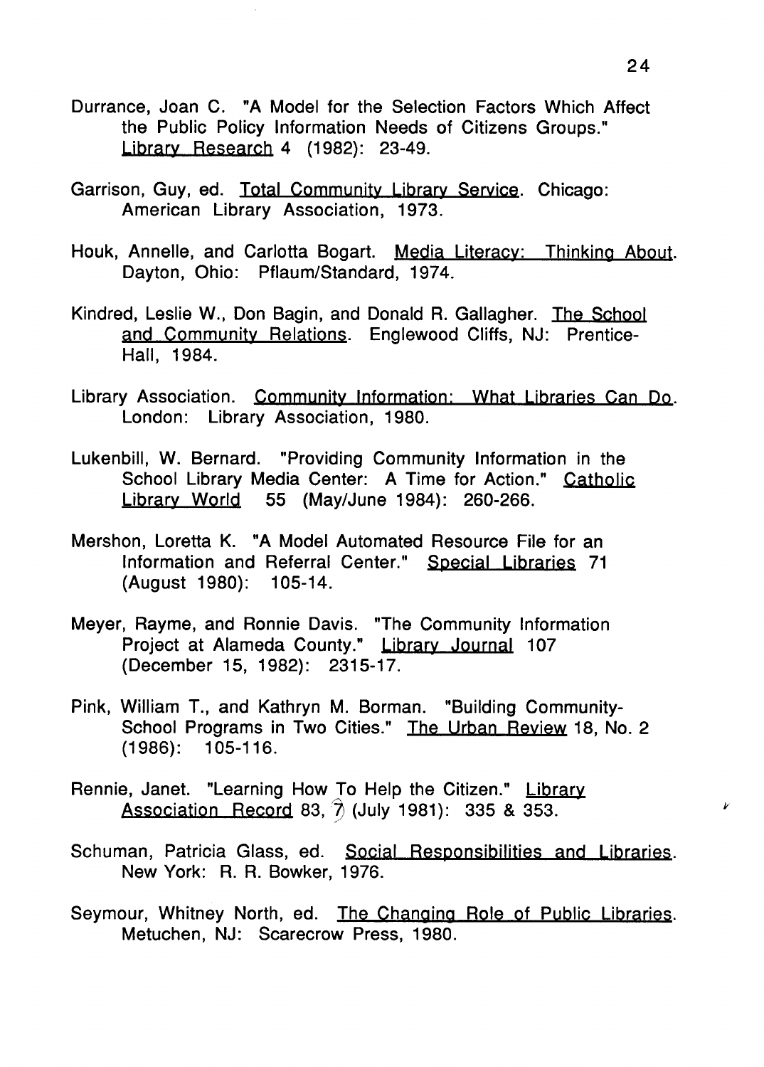Durrance, Joan C. "A Model for the Selection Factors Which Affect the Public Policy Information Needs of Citizens Groups." Library Research 4 (1982): 23-49.

Garrison, Guy, ed. Total Community Library Service. Chicago: American Library Association, 1973.

Houk, Annelle, and Carlotta Bogart. Media Literacy: Thinking About. Dayton, Ohio: Pflaum/Standard, 1974.

Kindred, Leslie W., Don Bagin, and Donald R. Gallagher. The School and Community Relations. Englewood Cliffs, NJ: Prentice-Hall, 1984.

Library Association. Community Information: What Libraries Can Do. London: Library Association, 1980.

Lukenbill, W. Bernard. "Providing Community Information in the School Library Media Center: A Time for Action." Catholic Library World 55 (May/June 1984): 260-266.

Mershon, Loretta K. "A Model Automated Resource File for an Information and Referral Center." Special Libraries 71 (August 1980): 105-14.

Meyer, Rayme, and Ronnie Davis. "The Community Information Project at Alameda County." Library Journal 107 (December 15, 1982): 2315-17.

Pink, William T., and Kathryn M. Borman. "Building Community-School Programs in Two Cities." The Urban Review 18, No. 2 (1986): 105-116.

Rennie, Janet. "Learning How To Help the Citizen." Library Association Record 83, 7 (July 1981): 335 & 353.

Schuman, Patricia Glass, ed. Social Responsibilities and Libraries. New York: R. R. Bowker, 1976.

Seymour, Whitney North, ed. The Changing Role of Public Libraries. Metuchen, NJ: Scarecrow Press, 1980.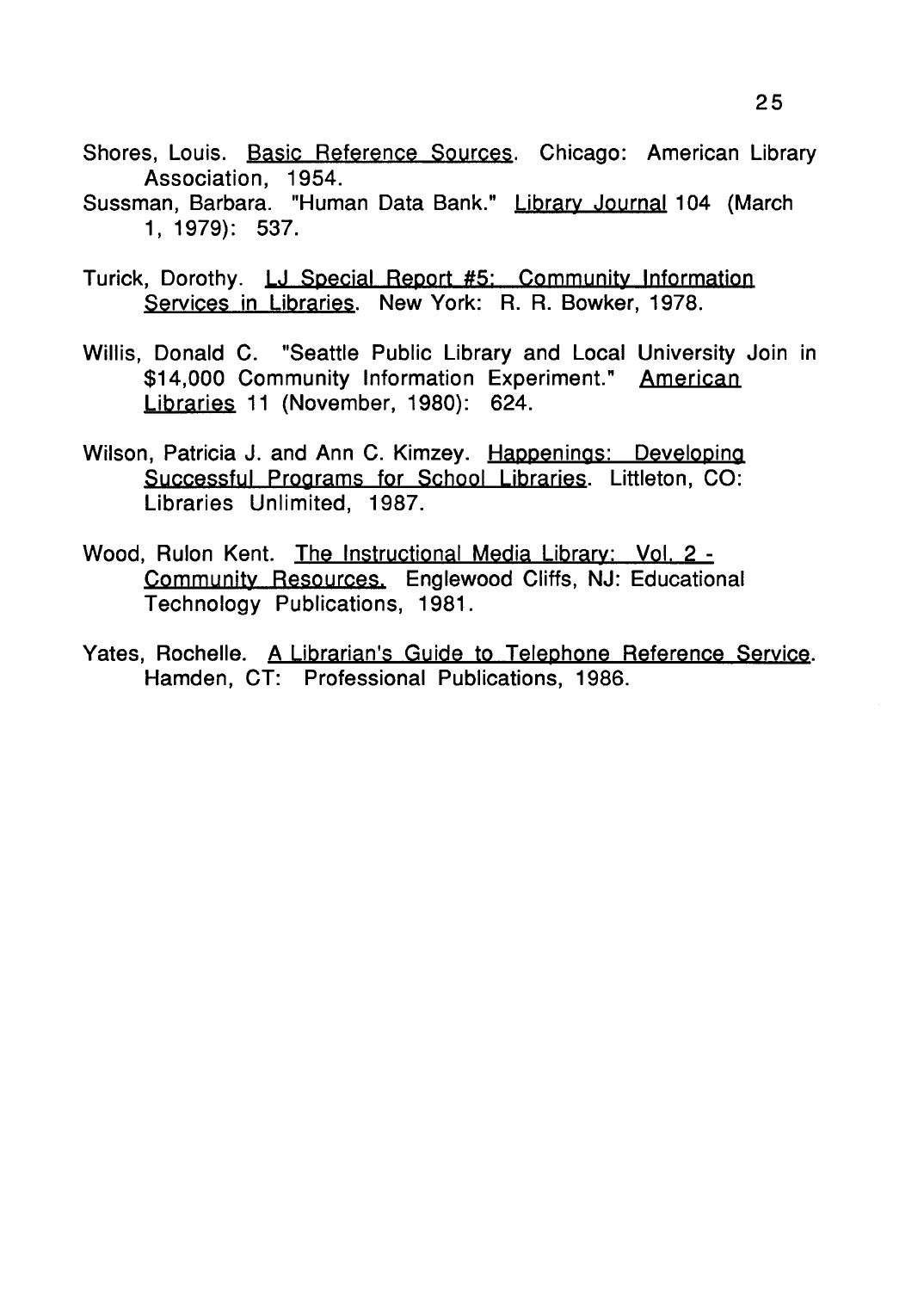Shores, Louis. Basic Reference Sources. Chicago: American Library Association, 1954.

Sussman, Barbara. "Human Data Bank." Library Journal 104 (March 1, 1979): 537.

Turick, Dorothy. LJ Special Report #5: Community Information Services in Libraries. New York: R. R. Bowker, 1978.

Willis, Donald C. "Seattle Public Library and Local University Join in $14,000 Community Information Experiment." American Libraries 11 (November, 1980): 624.

Wilson, Patricia J. and Ann C. Kimzey. Happenings: Developing Successful Programs for School Libraries. Littleton, CO: Libraries Unlimited, 1987.

Wood, Rulon Kent. The Instructional Media Library: Vol. 2 - Community Resources. Englewood Cliffs, NJ: Educational Technology Publications, 1981.

Yates, Rochelle. A Librarian's Guide to Telephone Reference Service. Hamden, CT: Professional Publications, 1986.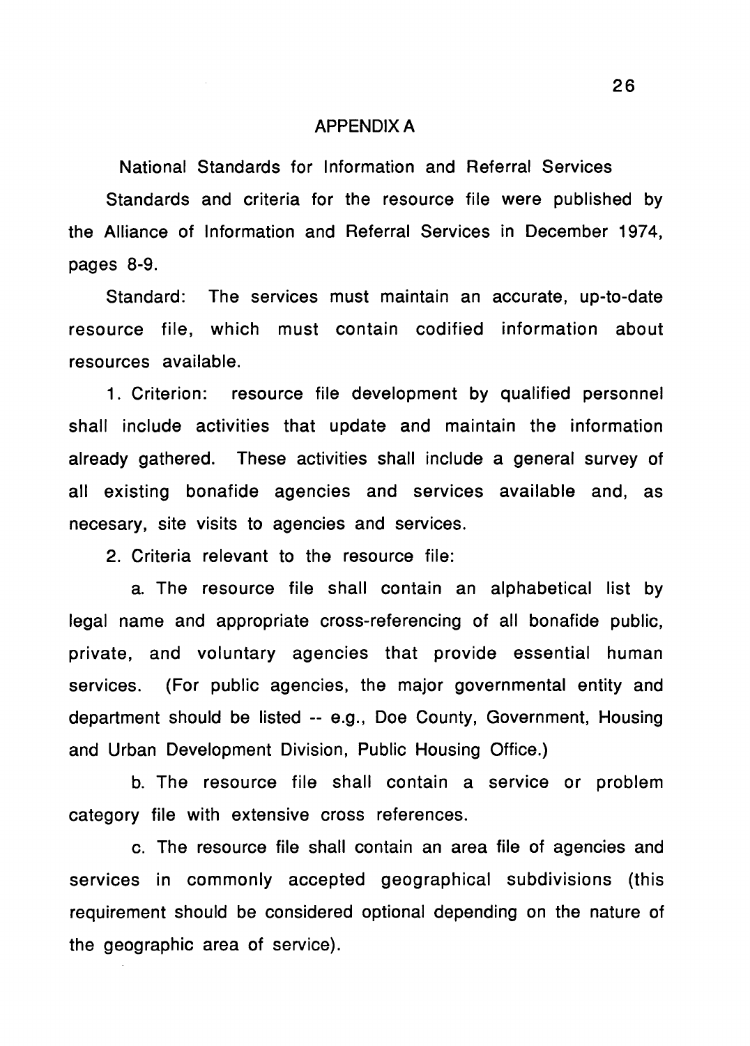# APPENDIX A

National Standards for Information and Referral Services

Standards and criteria for the resource file were published by the Alliance of Information and Referral Services in December 1974, pages 8-9.

Standard: The services must maintain an accurate, up-to-date resource file, which must contain codified information about resources available.

1. Criterion: resource file development by qualified personnel shall include activities that update and maintain the information already gathered. These activities shall include a general survey of all existing bonafide agencies and services available and, as necesary, site visits to agencies and services.

2. Criteria relevant to the resource file:

 a. The resource file shall contain an alphabetical list by legal name and appropriate cross-referencing of all bonafide public, private, and voluntary agencies that provide essential human services. (For public agencies, the major governmental entity and department should be listed -- e.g., Doe County, Government, Housing and Urban Development Division, Public Housing Office.)

 b. The resource file shall contain a service or problem category file with extensive cross references.

 c. The resource file shall contain an area file of agencies and services in commonly accepted geographical subdivisions (this requirement should be considered optional depending on the nature of the geographic area of service).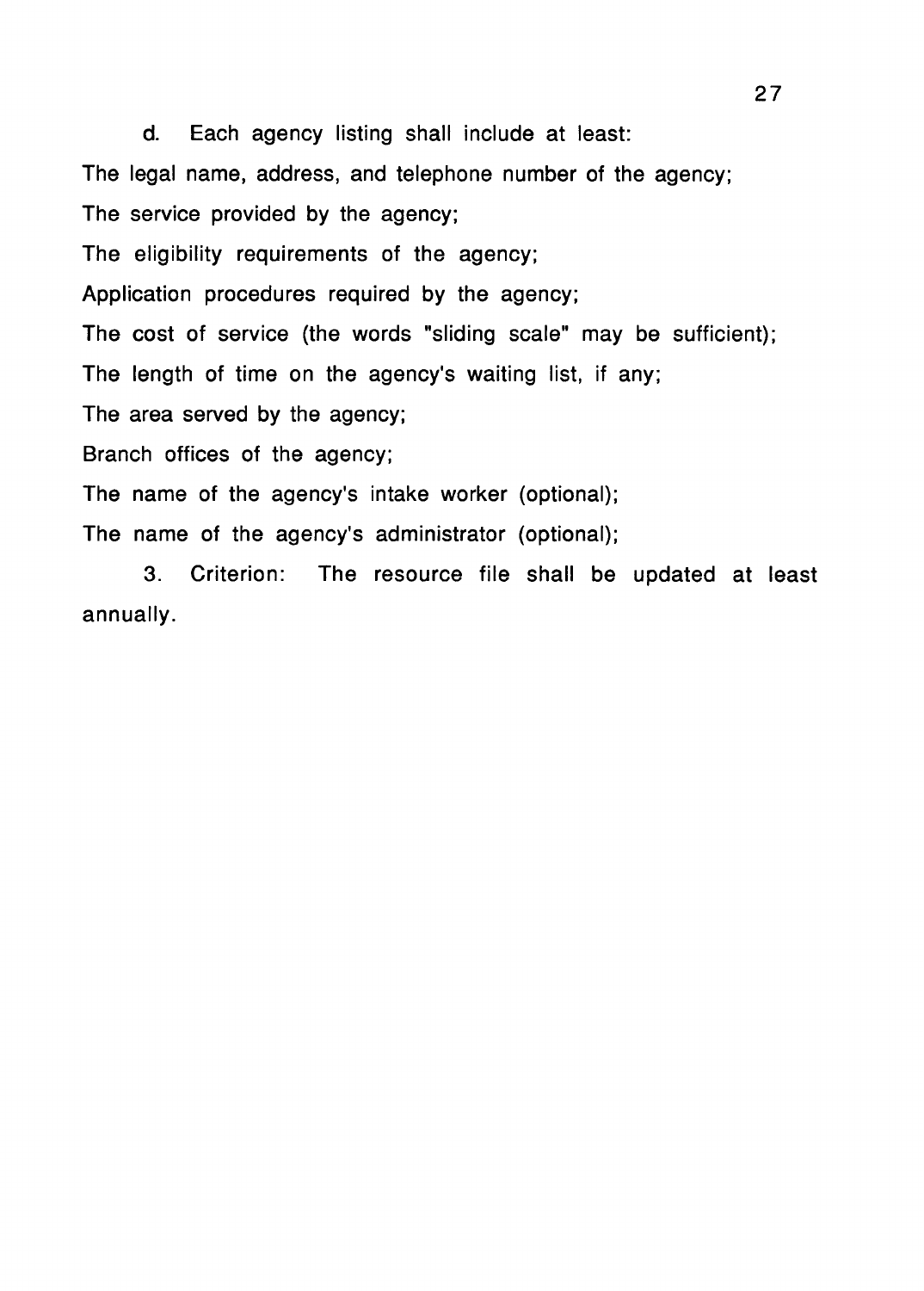d. Each agency listing shall include at least:

The legal name, address, and telephone number of the agency;

The service provided by the agency;

The eligibility requirements of the agency;

Application procedures required by the agency;

The cost of service (the words "sliding scale" may be sufficient);

The length of time on the agency's waiting list, if any;

The area served by the agency;

Branch offices of the agency;

The name of the agency's intake worker (optional);

The name of the agency's administrator (optional);

3. Criterion: The resource file shall be updated at least annually.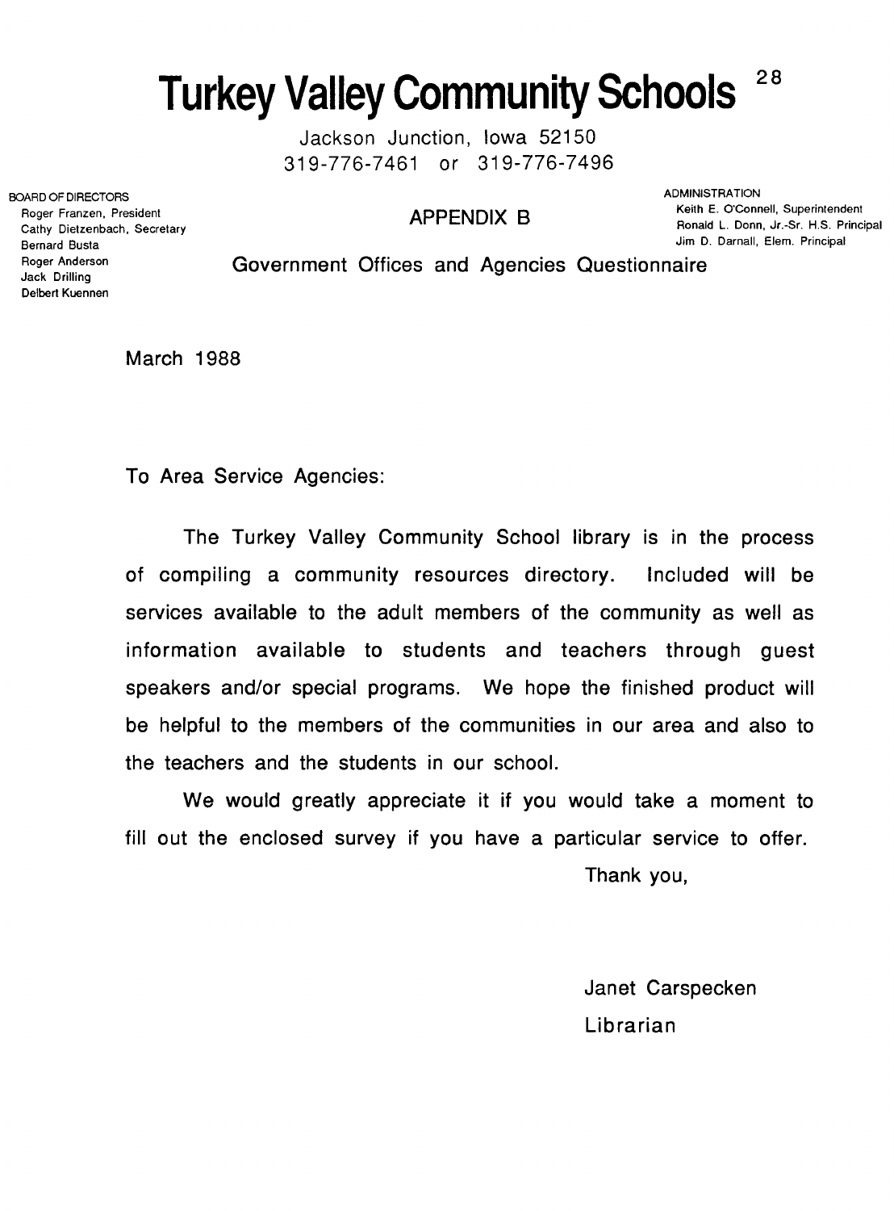# Turkey Valley Community Schools

Jackson Junction, Iowa 52150
319-776-7461 or 319-776-7496

BOARD OF DIRECTORS
Roger Franzen, President
Cathy Dietzenbach, Secretary
Bernard Busta
Roger Anderson
Jack Drilling
Delbert Kuennen

ADMINISTRATION
Keith E. O'Connell, Superintendent
Ronald L. Donn, Jr.-Sr. H.S. Principal
Jim D. Darnall, Elem. Principal

## APPENDIX B

## Government Offices and Agencies Questionnaire

March 1988

To Area Service Agencies:

The Turkey Valley Community School library is in the process of compiling a community resources directory. Included will be services available to the adult members of the community as well as information available to students and teachers through guest speakers and/or special programs. We hope the finished product will be helpful to the members of the communities in our area and also to the teachers and the students in our school.

We would greatly appreciate it if you would take a moment to fill out the enclosed survey if you have a particular service to offer.

Thank you,

Janet Carspecken
Librarian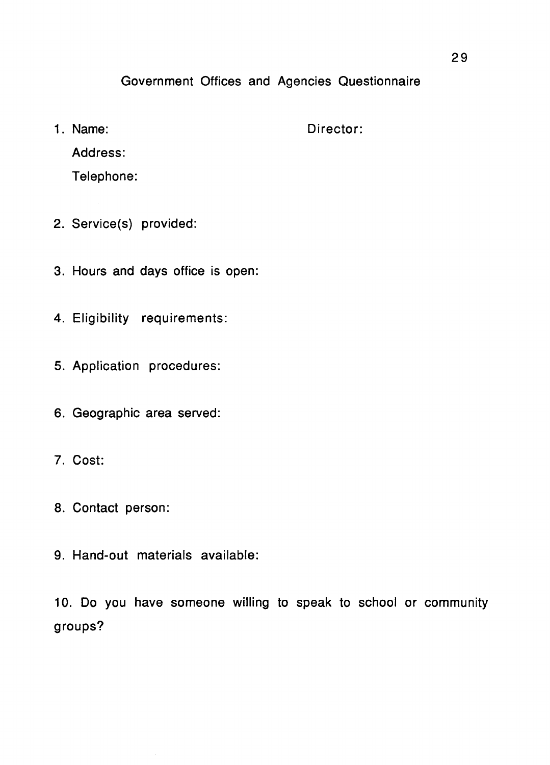## Government Offices and Agencies Questionnaire

1. Name: Director:

   Address:

   Telephone:

2. Service(s) provided:

3. Hours and days office is open:

4. Eligibility requirements:

5. Application procedures:

6. Geographic area served:

7. Cost:

8. Contact person:

9. Hand-out materials available:

10. Do you have someone willing to speak to school or community groups?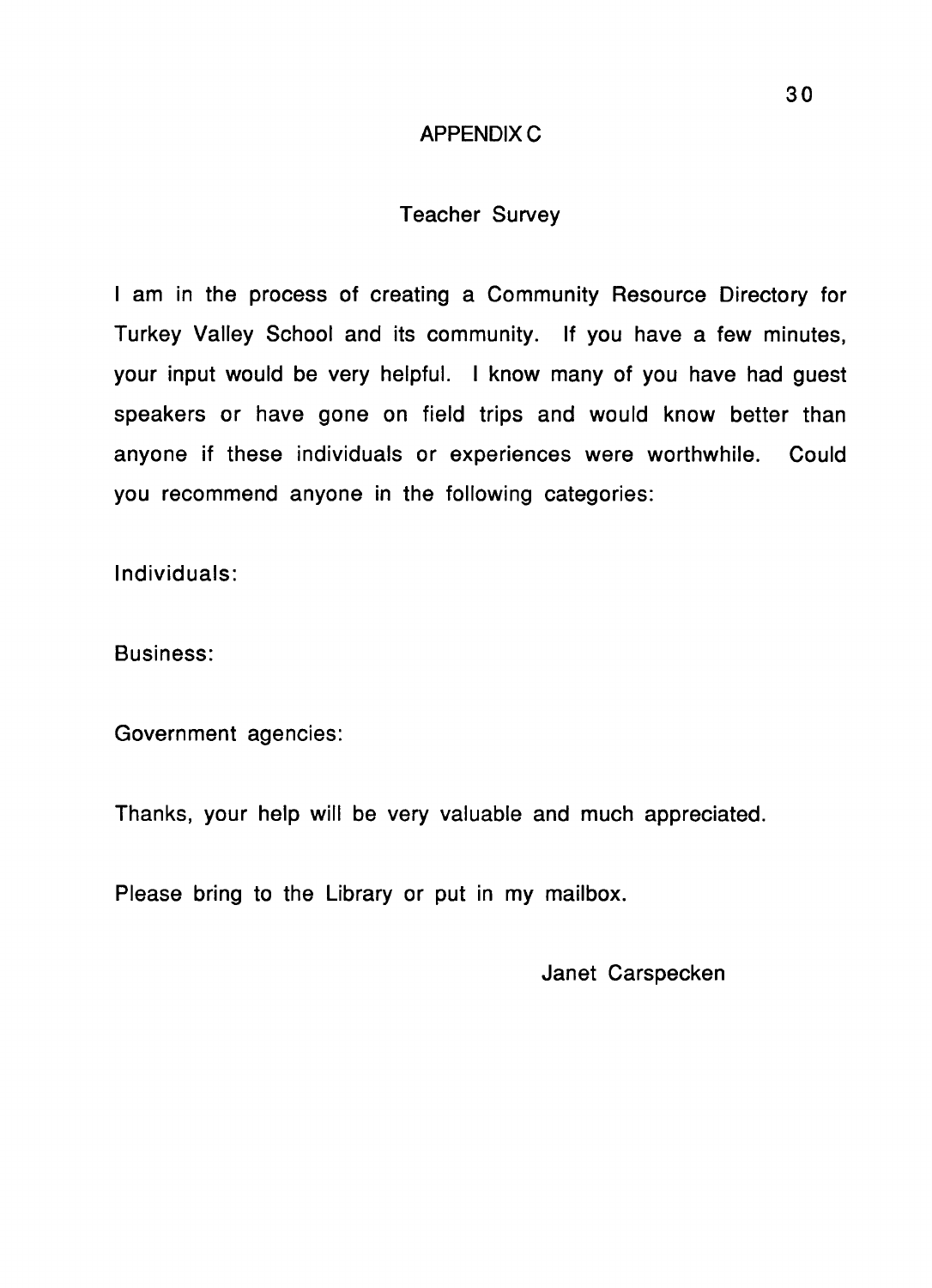# APPENDIX C

## Teacher Survey

I am in the process of creating a Community Resource Directory for Turkey Valley School and its community. If you have a few minutes, your input would be very helpful. I know many of you have had guest speakers or have gone on field trips and would know better than anyone if these individuals or experiences were worthwhile. Could you recommend anyone in the following categories:

Individuals:

Business:

Government agencies:

Thanks, your help will be very valuable and much appreciated.

Please bring to the Library or put in my mailbox.

Janet Carspecken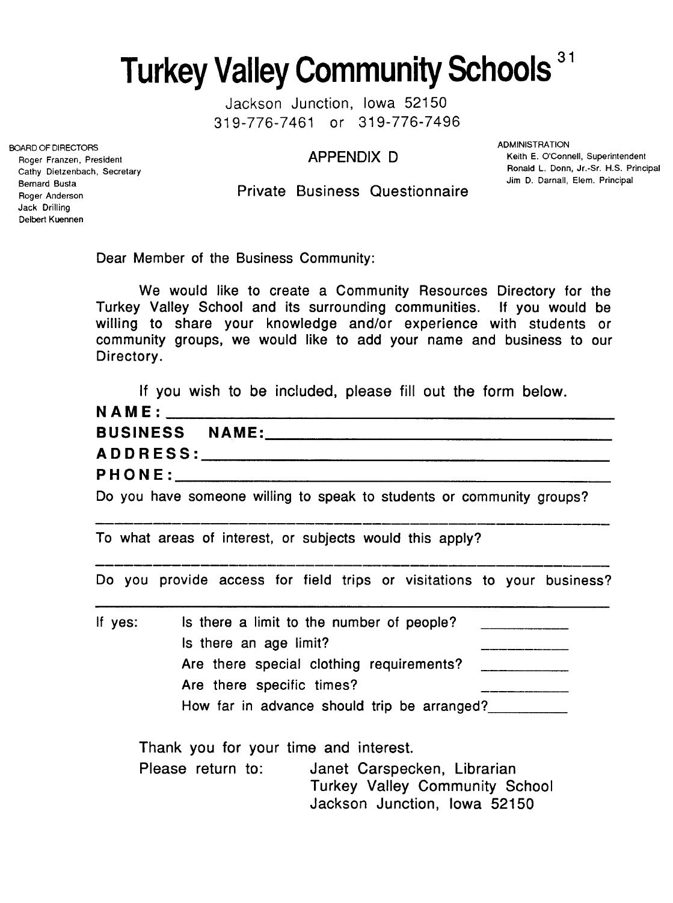# Turkey Valley Community Schools

Jackson Junction, Iowa 52150
319-776-7461 or 319-776-7496

BOARD OF DIRECTORS
Roger Franzen, President
Cathy Dietzenbach, Secretary
Bernard Busta
Roger Anderson
Jack Drilling
Delbert Kuennen

ADMINISTRATION
Keith E. O'Connell, Superintendent
Ronald L. Donn, Jr.-Sr. H.S. Principal
Jim D. Darnall, Elem. Principal

## APPENDIX D

## Private Business Questionnaire

Dear Member of the Business Community:

We would like to create a Community Resources Directory for the Turkey Valley School and its surrounding communities. If you would be willing to share your knowledge and/or experience with students or community groups, we would like to add your name and business to our Directory.

If you wish to be included, please fill out the form below.

**NAME:** ______________________________________________

**BUSINESS NAME:** ______________________________________

**ADDRESS:** ____________________________________________

**PHONE:** ______________________________________________

Do you have someone willing to speak to students or community groups?

________________________________________________________

To what areas of interest, or subjects would this apply?

________________________________________________________

Do you provide access for field trips or visitations to your business?

________________________________________________________

If yes:
- Is there a limit to the number of people? __________
- Is there an age limit? __________
- Are there special clothing requirements? __________
- Are there specific times? __________
- How far in advance should trip be arranged? __________

Thank you for your time and interest.

Please return to: Janet Carspecken, Librarian
Turkey Valley Community School
Jackson Junction, Iowa 52150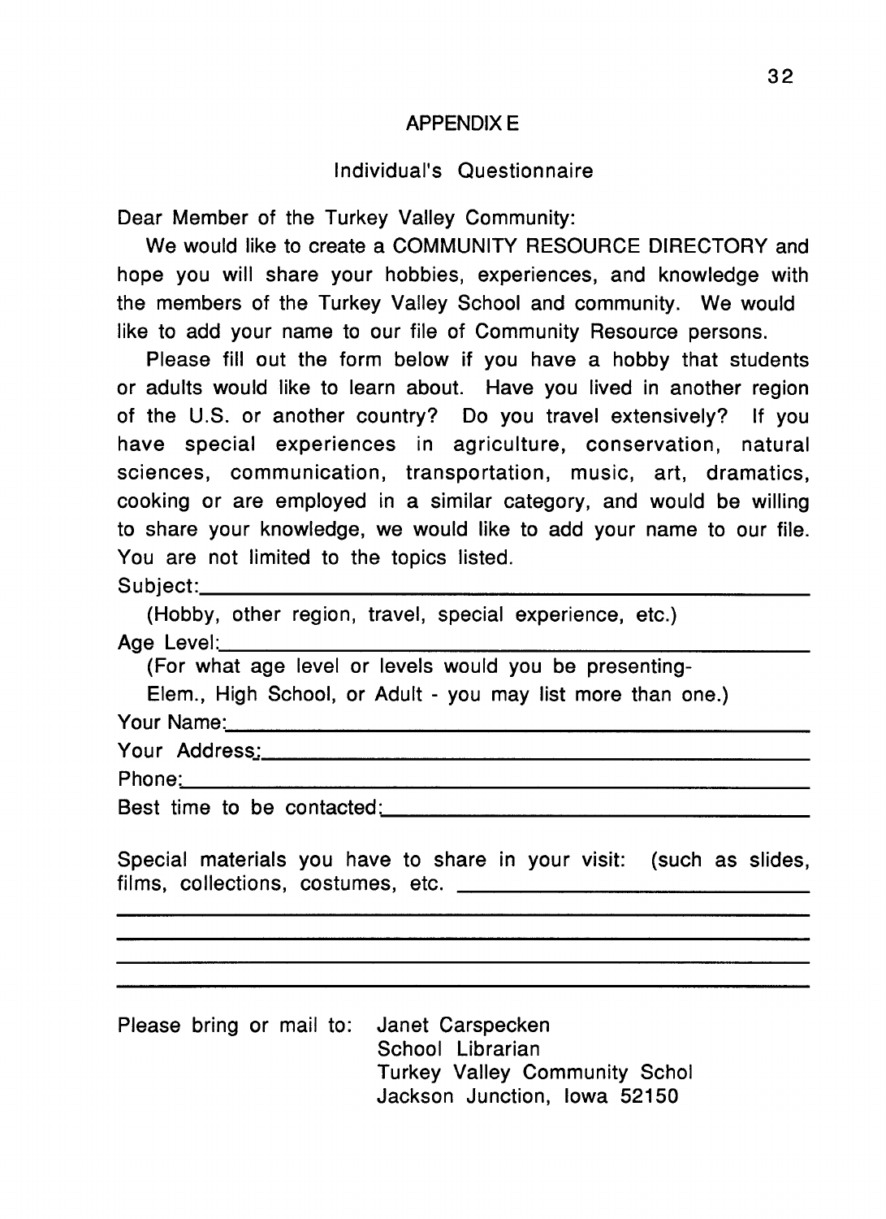## APPENDIX E

### Individual's Questionnaire

Dear Member of the Turkey Valley Community:

We would like to create a COMMUNITY RESOURCE DIRECTORY and hope you will share your hobbies, experiences, and knowledge with the members of the Turkey Valley School and community. We would like to add your name to our file of Community Resource persons.

Please fill out the form below if you have a hobby that students or adults would like to learn about. Have you lived in another region of the U.S. or another country? Do you travel extensively? If you have special experiences in agriculture, conservation, natural sciences, communication, transportation, music, art, dramatics, cooking or are employed in a similar category, and would be willing to share your knowledge, we would like to add your name to our file. You are not limited to the topics listed.

Subject:\_\_\_\_\_\_\_\_\_\_\_\_\_\_\_\_\_\_\_\_\_\_\_\_\_\_\_\_\_\_\_\_\_\_\_\_\_\_\_\_

(Hobby, other region, travel, special experience, etc.)

Age Level:\_\_\_\_\_\_\_\_\_\_\_\_\_\_\_\_\_\_\_\_\_\_\_\_\_\_\_\_\_\_\_\_\_\_\_\_\_\_\_\_

(For what age level or levels would you be presenting-
Elem., High School, or Adult - you may list more than one.)

Your Name:\_\_\_\_\_\_\_\_\_\_\_\_\_\_\_\_\_\_\_\_\_\_\_\_\_\_\_\_\_\_\_\_\_\_\_\_\_\_\_\_

Your Address:\_\_\_\_\_\_\_\_\_\_\_\_\_\_\_\_\_\_\_\_\_\_\_\_\_\_\_\_\_\_\_\_\_\_\_\_\_\_\_\_

Phone:\_\_\_\_\_\_\_\_\_\_\_\_\_\_\_\_\_\_\_\_\_\_\_\_\_\_\_\_\_\_\_\_\_\_\_\_\_\_\_\_

Best time to be contacted:\_\_\_\_\_\_\_\_\_\_\_\_\_\_\_\_\_\_\_\_\_\_\_\_\_\_\_\_\_\_\_\_\_\_\_\_\_\_\_\_

Special materials you have to share in your visit: (such as slides, films, collections, costumes, etc. \_\_\_\_\_\_\_\_\_\_\_\_\_\_\_\_\_\_\_\_\_\_\_\_\_\_\_\_\_\_\_\_\_\_\_\_\_\_\_\_

\_\_\_\_\_\_\_\_\_\_\_\_\_\_\_\_\_\_\_\_\_\_\_\_\_\_\_\_\_\_\_\_\_\_\_\_\_\_\_\_\_\_\_\_\_\_\_\_\_\_\_\_

\_\_\_\_\_\_\_\_\_\_\_\_\_\_\_\_\_\_\_\_\_\_\_\_\_\_\_\_\_\_\_\_\_\_\_\_\_\_\_\_\_\_\_\_\_\_\_\_\_\_\_\_

\_\_\_\_\_\_\_\_\_\_\_\_\_\_\_\_\_\_\_\_\_\_\_\_\_\_\_\_\_\_\_\_\_\_\_\_\_\_\_\_\_\_\_\_\_\_\_\_\_\_\_\_

\_\_\_\_\_\_\_\_\_\_\_\_\_\_\_\_\_\_\_\_\_\_\_\_\_\_\_\_\_\_\_\_\_\_\_\_\_\_\_\_\_\_\_\_\_\_\_\_\_\_\_\_

Please bring or mail to: Janet Carspecken
School Librarian
Turkey Valley Community Schol
Jackson Junction, Iowa 52150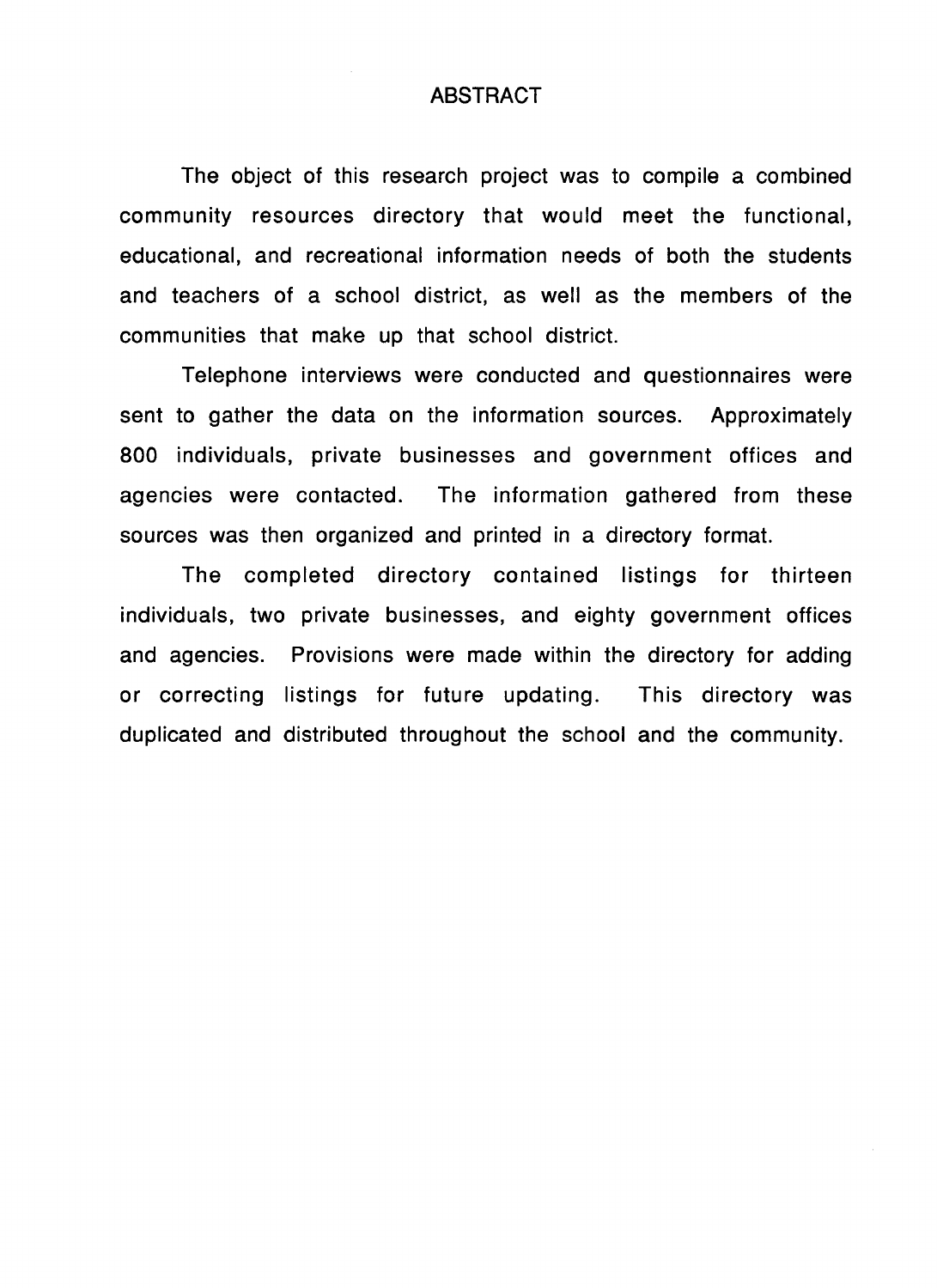## ABSTRACT

The object of this research project was to compile a combined community resources directory that would meet the functional, educational, and recreational information needs of both the students and teachers of a school district, as well as the members of the communities that make up that school district.

Telephone interviews were conducted and questionnaires were sent to gather the data on the information sources. Approximately 800 individuals, private businesses and government offices and agencies were contacted. The information gathered from these sources was then organized and printed in a directory format.

The completed directory contained listings for thirteen individuals, two private businesses, and eighty government offices and agencies. Provisions were made within the directory for adding or correcting listings for future updating. This directory was duplicated and distributed throughout the school and the community.